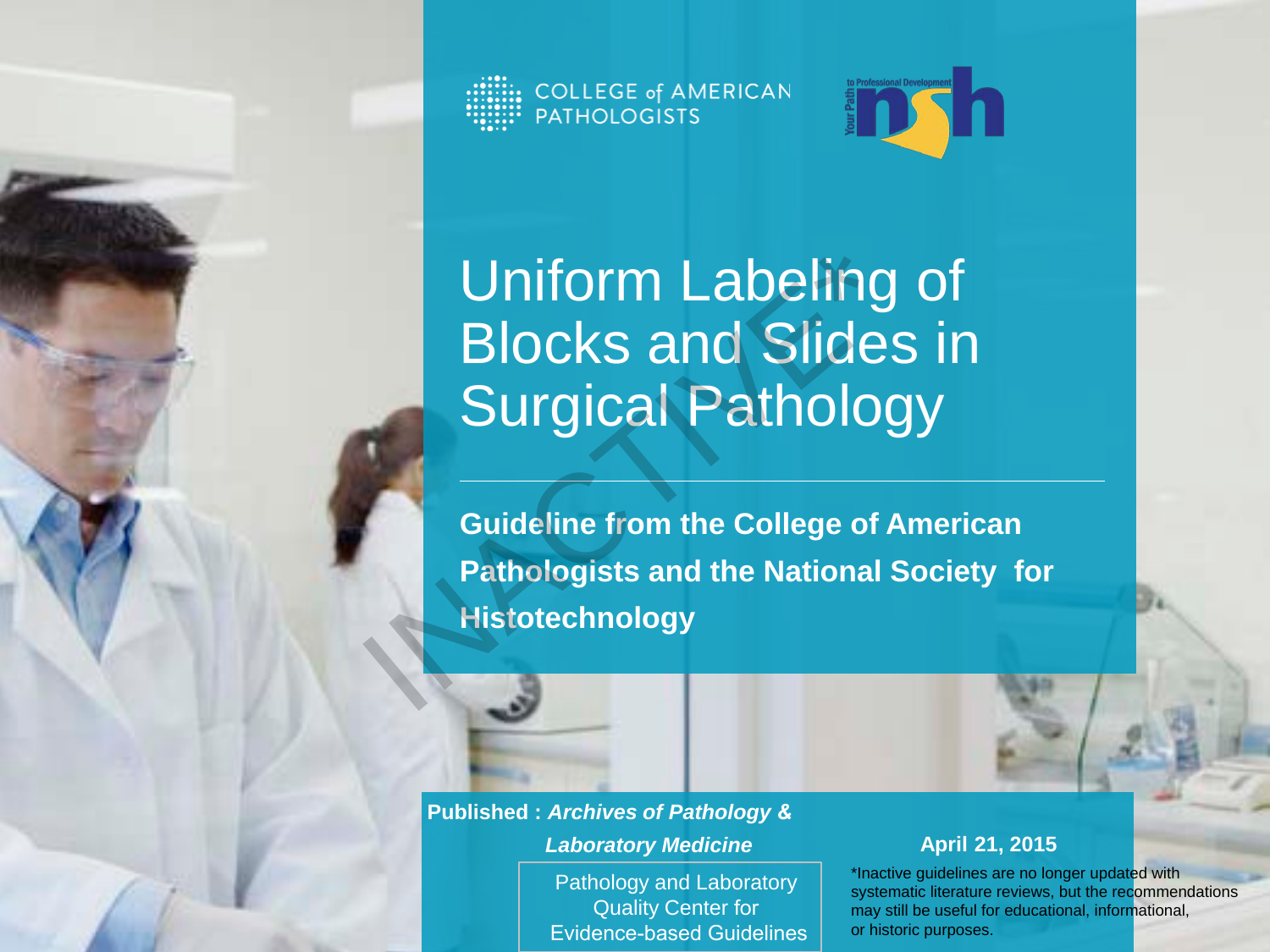COLLEGE of AMERICAN PATHOLOGISTS

# Uniform Labeling of Blocks and Slides in Surgical Pathology

**Guideline from the College of American Pathologists and the National Society for Histotechnology**

INACTIVE

**Published : *Archives of Pathology & Laboratory Medicine***

**April 21, 2015**

Pathology and Laboratory Quality Center for Evidence-based Guidelines

*Inactive guidelines are no longer updated with systematic literature reviews, but the recommendations may still be useful for educational, informational, or historic purposes.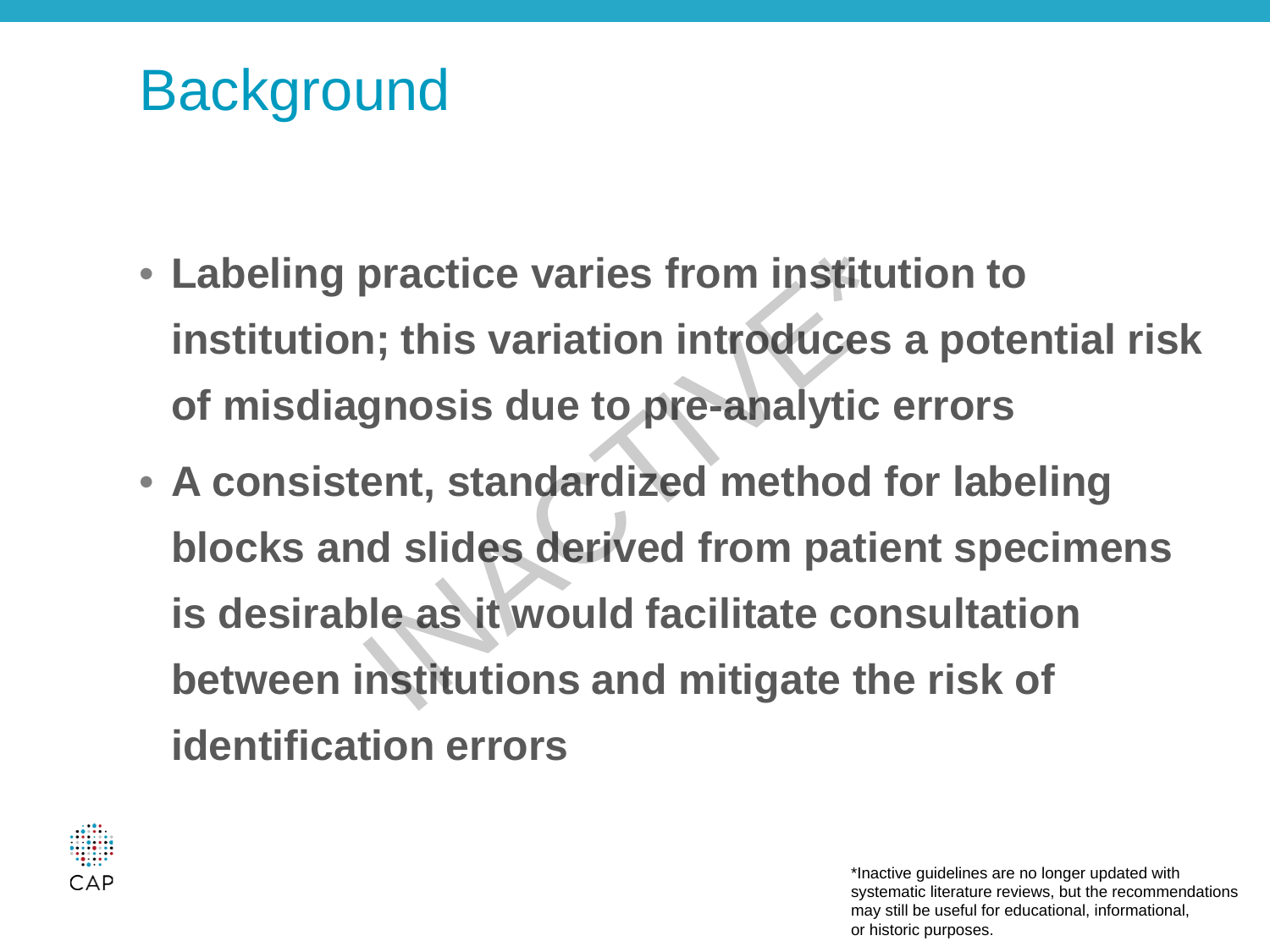# Background

- **Labeling practice varies from institution to institution; this variation introduces a potential risk of misdiagnosis due to pre-analytic errors**
- **A consistent, standardized method for labeling blocks and slides derived from patient specimens is desirable as it would facilitate consultation between institutions and mitigate the risk of identification errors**

INACTIVE*

*Inactive guidelines are no longer updated with systematic literature reviews, but the recommendations may still be useful for educational, informational, or historic purposes.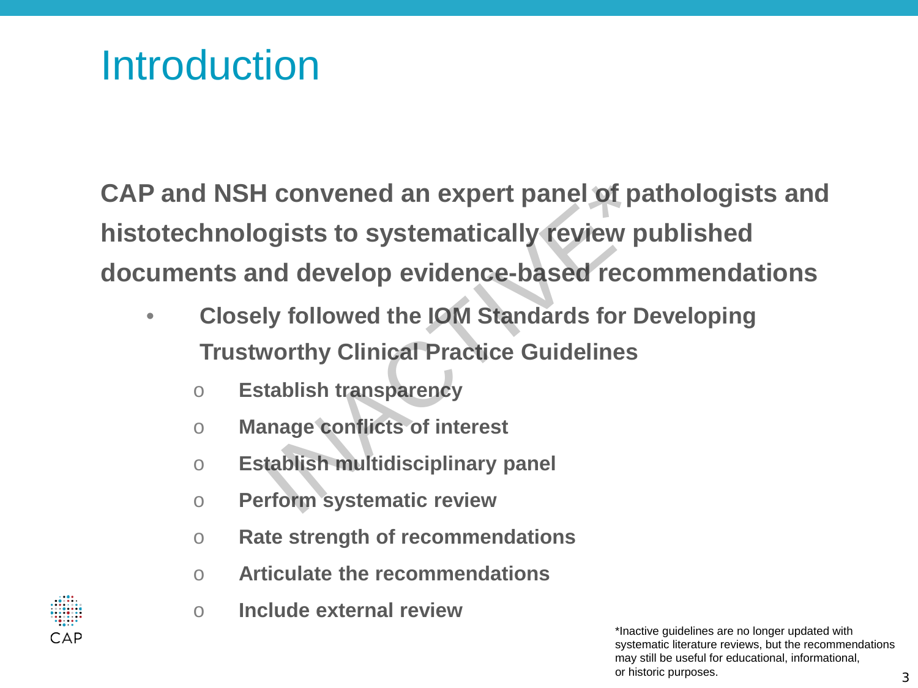# Introduction

**CAP and NSH convened an expert panel of pathologists and histotechnologists to systematically review published documents and develop evidence-based recommendations**

- **Closely followed the IOM Standards for Developing Trustworthy Clinical Practice Guidelines**
  - **Establish transparency**
  - **Manage conflicts of interest**
  - **Establish multidisciplinary panel**
  - **Perform systematic review**
  - **Rate strength of recommendations**
  - **Articulate the recommendations**
  - **Include external review**

INACTIVE*

*Inactive guidelines are no longer updated with systematic literature reviews, but the recommendations may still be useful for educational, informational, or historic purposes.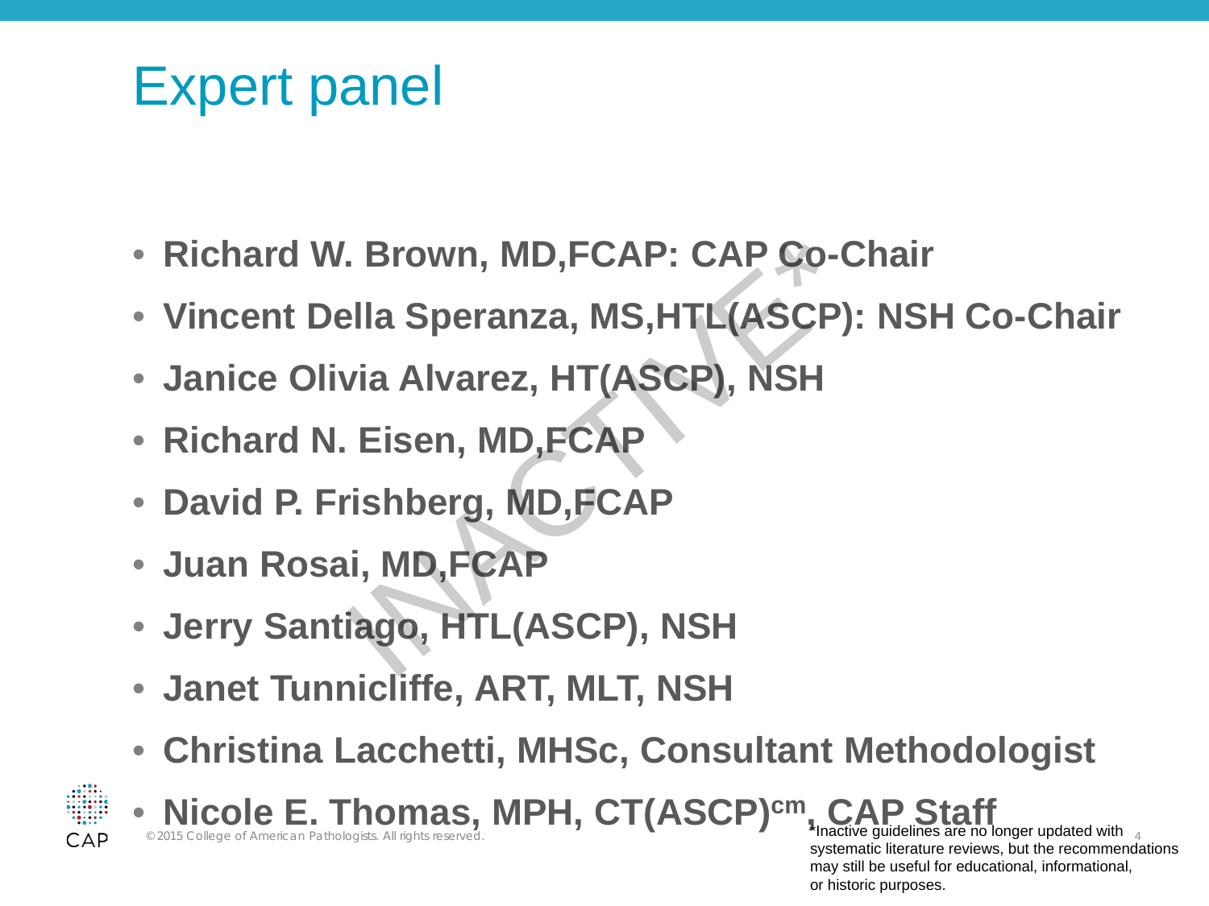# Expert panel

- **Richard W. Brown, MD,FCAP: CAP Co-Chair**
- **Vincent Della Speranza, MS,HTL(ASCP): NSH Co-Chair**
- **Janice Olivia Alvarez, HT(ASCP), NSH**
- **Richard N. Eisen, MD,FCAP**
- **David P. Frishberg, MD,FCAP**
- **Juan Rosai, MD,FCAP**
- **Jerry Santiago, HTL(ASCP), NSH**
- **Janet Tunnicliffe, ART, MLT, NSH**
- **Christina Lacchetti, MHSc, Consultant Methodologist**
- **Nicole E. Thomas, MPH, CT(ASCP)$^{cm}$, CAP Staff**

INACTIVE*

*Inactive guidelines are no longer updated with systematic literature reviews, but the recommendations may still be useful for educational, informational, or historic purposes.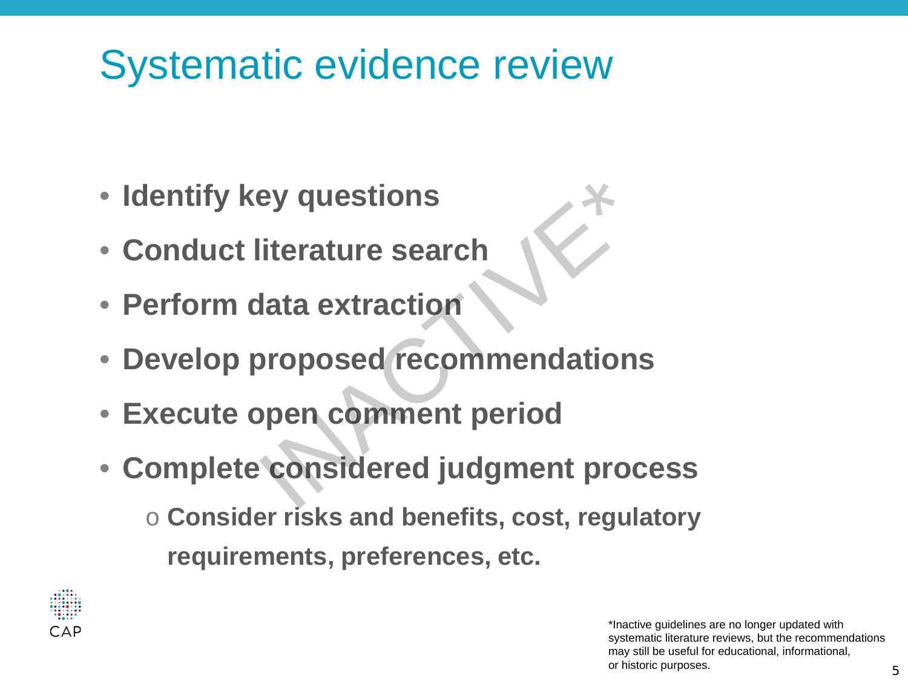# Systematic evidence review

- **Identify key questions**
- **Conduct literature search**
- **Perform data extraction**
- **Develop proposed recommendations**
- **Execute open comment period**
- **Complete considered judgment process**
  - **Consider risks and benefits, cost, regulatory requirements, preferences, etc.**

INACTIVE*

*Inactive guidelines are no longer updated with systematic literature reviews, but the recommendations may still be useful for educational, informational, or historic purposes.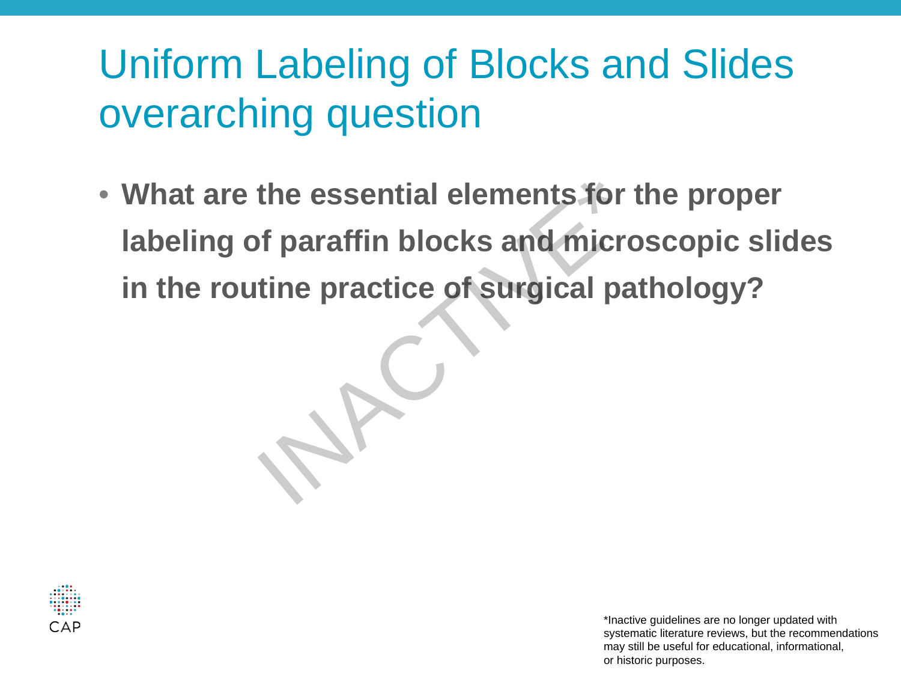# Uniform Labeling of Blocks and Slides overarching question

- **What are the essential elements for the proper labeling of paraffin blocks and microscopic slides in the routine practice of surgical pathology?**

INACTIVE*

CAP

*Inactive guidelines are no longer updated with systematic literature reviews, but the recommendations may still be useful for educational, informational, or historic purposes.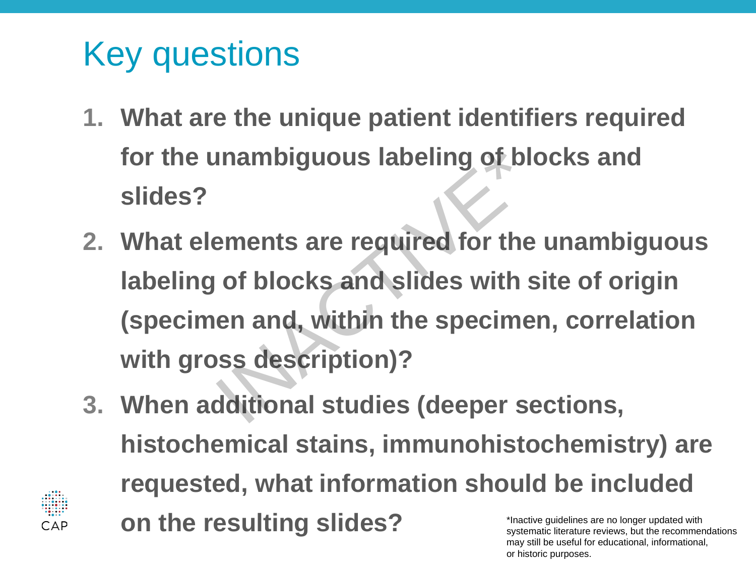# Key questions

1. **What are the unique patient identifiers required for the unambiguous labeling of blocks and slides?**
2. **What elements are required for the unambiguous labeling of blocks and slides with site of origin (specimen and, within the specimen, correlation with gross description)?**
3. **When additional studies (deeper sections, histochemical stains, immunohistochemistry) are requested, what information should be included on the resulting slides?**

INACTIVE*

*Inactive guidelines are no longer updated with systematic literature reviews, but the recommendations may still be useful for educational, informational, or historic purposes.

CAP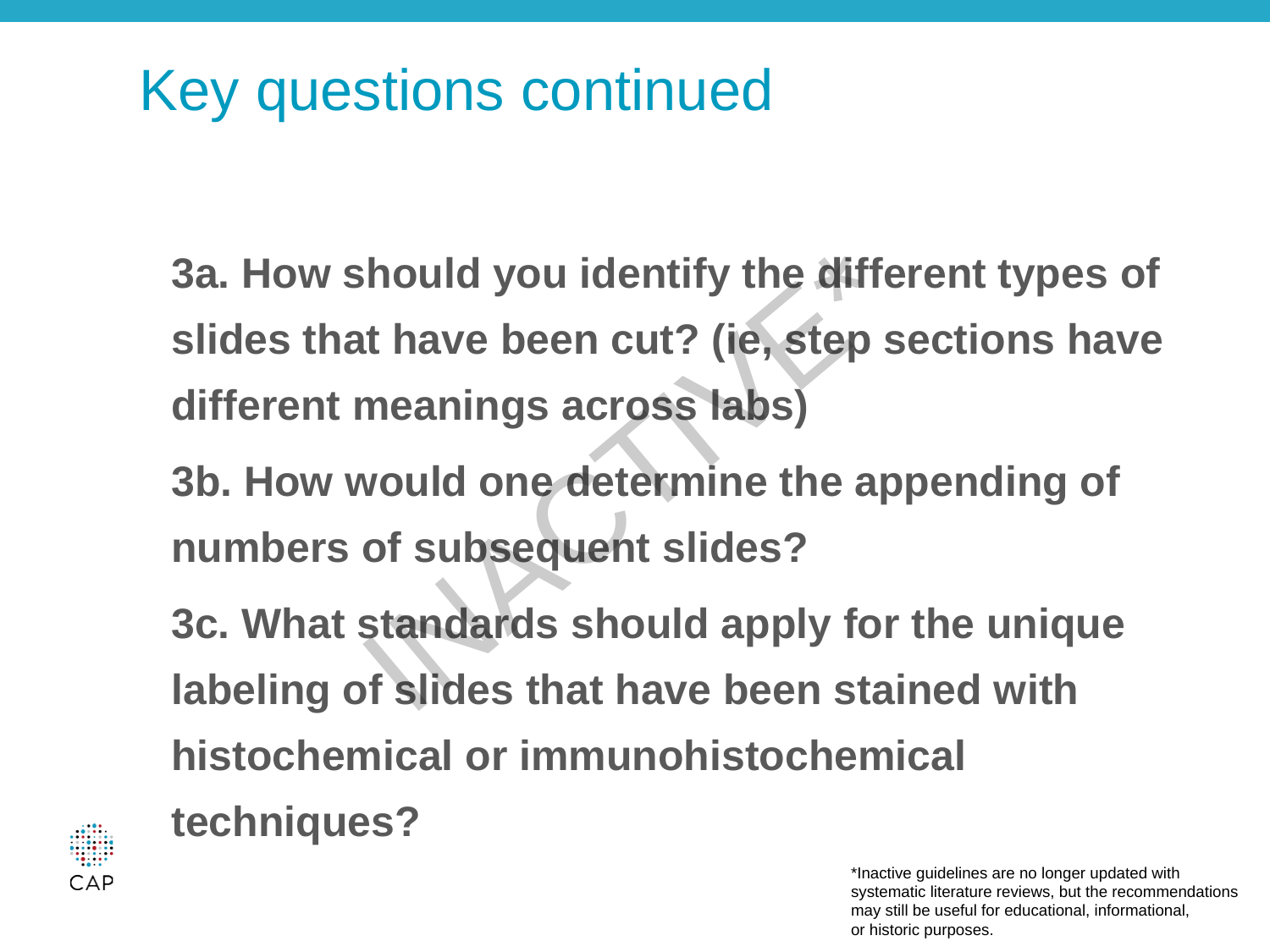# Key questions continued

**3a. How should you identify the different types of slides that have been cut? (ie, step sections have different meanings across labs)**

**3b. How would one determine the appending of numbers of subsequent slides?**

**3c. What standards should apply for the unique labeling of slides that have been stained with histochemical or immunohistochemical techniques?**

INACTIVE*

*Inactive guidelines are no longer updated with systematic literature reviews, but the recommendations may still be useful for educational, informational, or historic purposes.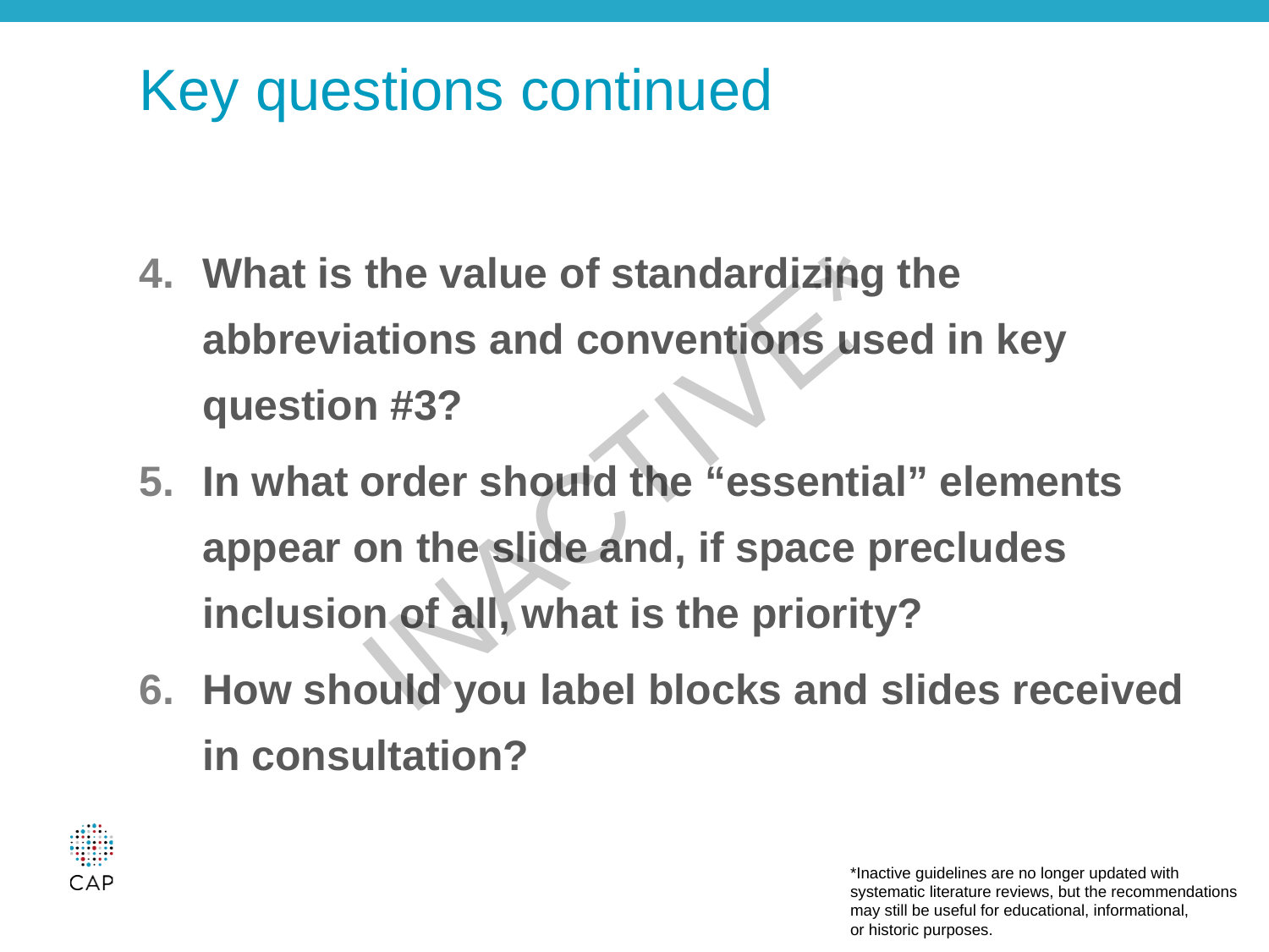# Key questions continued

4. **What is the value of standardizing the abbreviations and conventions used in key question #3?**
5. **In what order should the "essential" elements appear on the slide and, if space precludes inclusion of all, what is the priority?**
6. **How should you label blocks and slides received in consultation?**

INACTIVE*

CAP

*Inactive guidelines are no longer updated with systematic literature reviews, but the recommendations may still be useful for educational, informational, or historic purposes.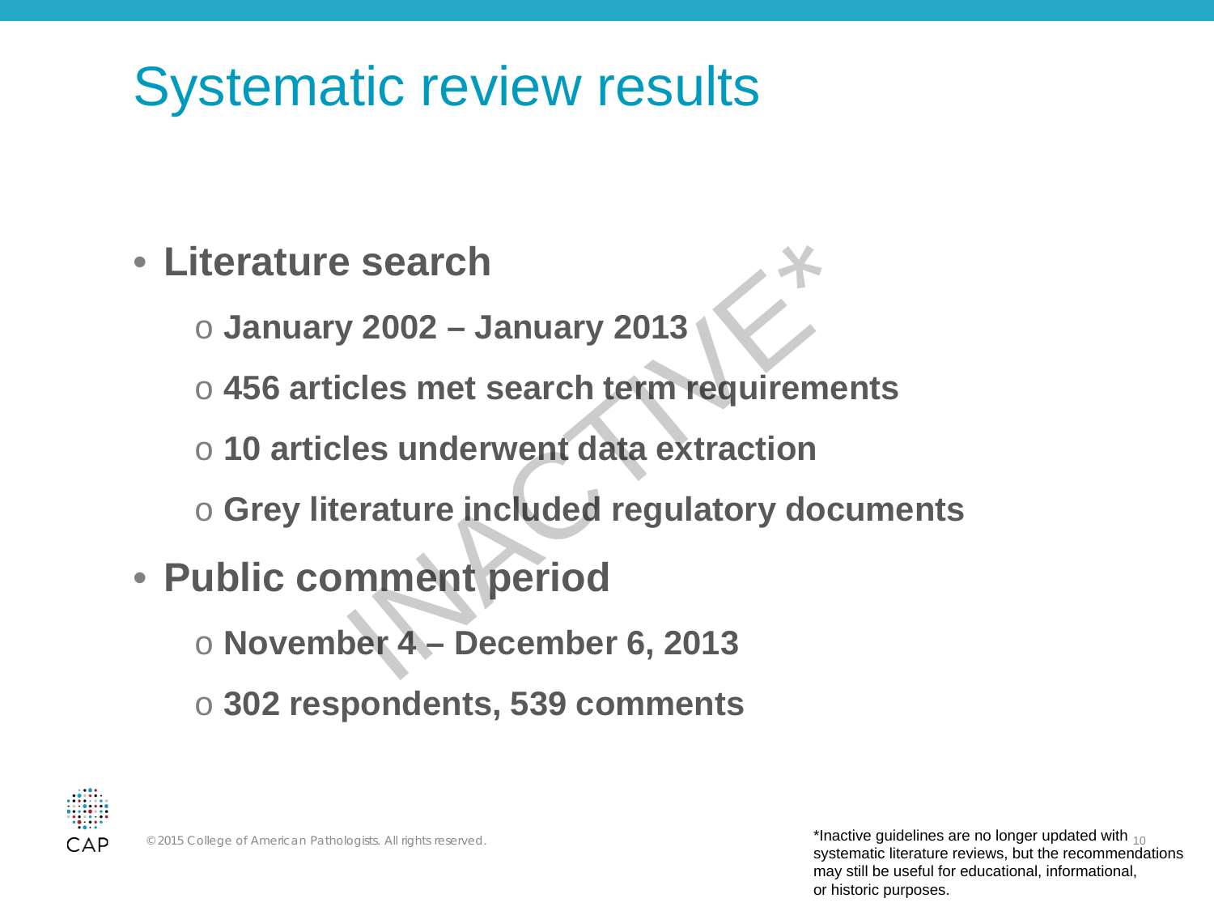# Systematic review results

- **Literature search**
  - **January 2002 – January 2013**
  - **456 articles met search term requirements**
  - **10 articles underwent data extraction**
  - **Grey literature included regulatory documents**
- **Public comment period**
  - **November 4 – December 6, 2013**
  - **302 respondents, 539 comments**

INACTIVE*

© 2015 College of American Pathologists. All rights reserved.

*Inactive guidelines are no longer updated with systematic literature reviews, but the recommendations may still be useful for educational, informational, or historic purposes.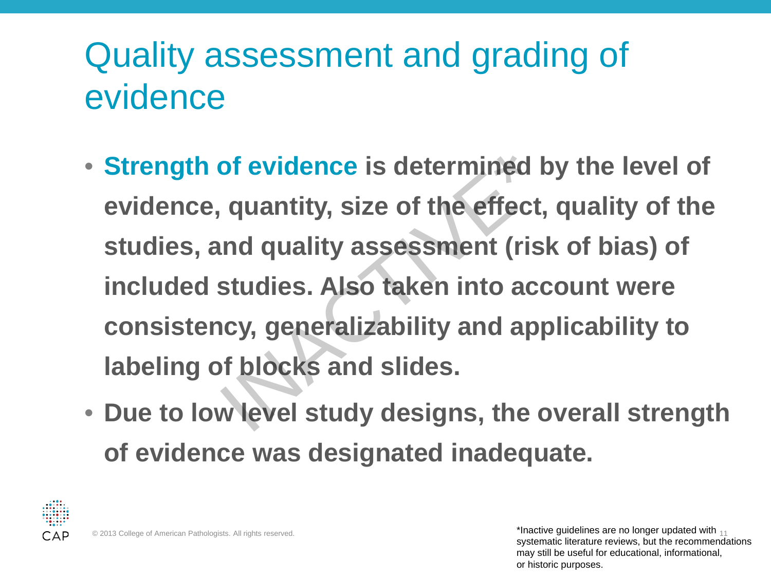# Quality assessment and grading of evidence

- **Strength of evidence** is determined by the level of evidence, quantity, size of the effect, quality of the studies, and quality assessment (risk of bias) of included studies. Also taken into account were consistency, generalizability and applicability to labeling of blocks and slides.
- Due to low level study designs, the overall strength of evidence was designated inadequate.

*Inactive guidelines are no longer updated with systematic literature reviews, but the recommendations may still be useful for educational, informational, or historic purposes.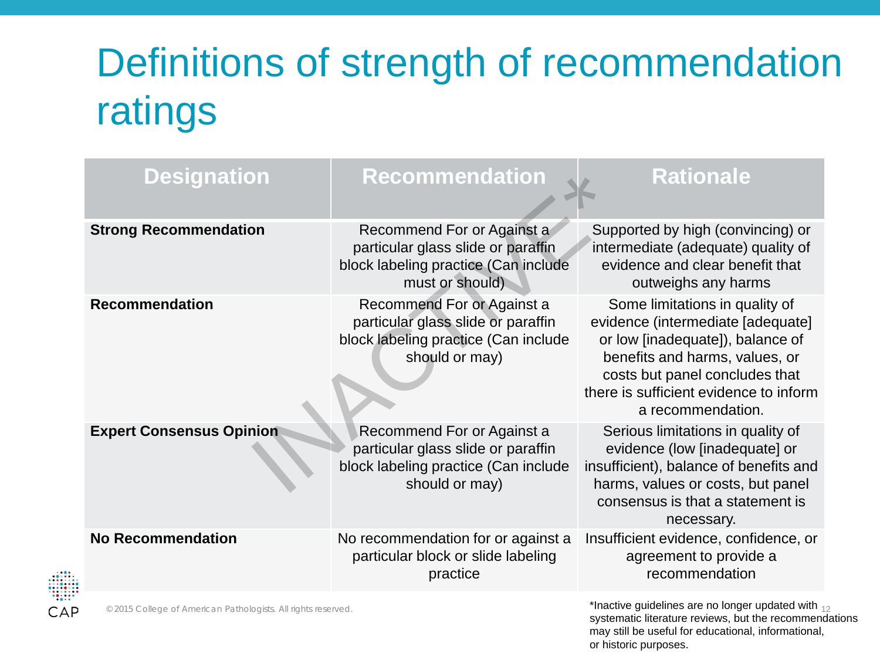# Definitions of strength of recommendation ratings

| Designation | Recommendation | Rationale |
|---|---|---|
| **Strong Recommendation** | Recommend For or Against a particular glass slide or paraffin block labeling practice (Can include must or should) | Supported by high (convincing) or intermediate (adequate) quality of evidence and clear benefit that outweighs any harms |
| **Recommendation** | Recommend For or Against a particular glass slide or paraffin block labeling practice (Can include should or may) | Some limitations in quality of evidence (intermediate [adequate] or low [inadequate]), balance of benefits and harms, values, or costs but panel concludes that there is sufficient evidence to inform a recommendation. |
| **Expert Consensus Opinion** | Recommend For or Against a particular glass slide or paraffin block labeling practice (Can include should or may) | Serious limitations in quality of evidence (low [inadequate] or insufficient), balance of benefits and harms, values or costs, but panel consensus is that a statement is necessary. |
| **No Recommendation** | No recommendation for or against a particular block or slide labeling practice | Insufficient evidence, confidence, or agreement to provide a recommendation |

INACTIVE*

*Inactive guidelines are no longer updated with systematic literature reviews, but the recommendations may still be useful for educational, informational, or historic purposes.

© 2015 College of American Pathologists. All rights reserved.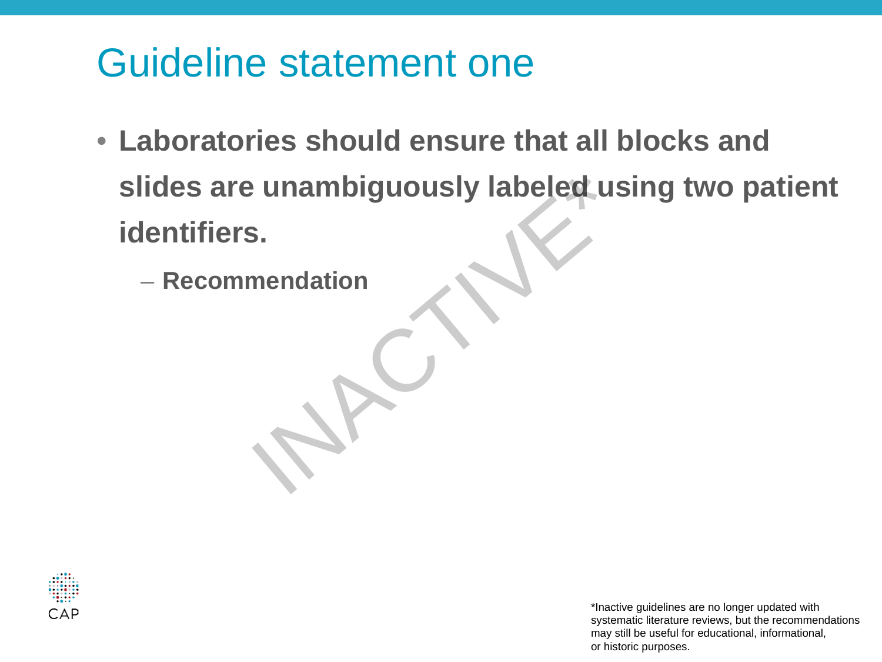# Guideline statement one

- **Laboratories should ensure that all blocks and slides are unambiguously labeled using two patient identifiers.**
  - **Recommendation**

INACTIVE*

*Inactive guidelines are no longer updated with systematic literature reviews, but the recommendations may still be useful for educational, informational, or historic purposes.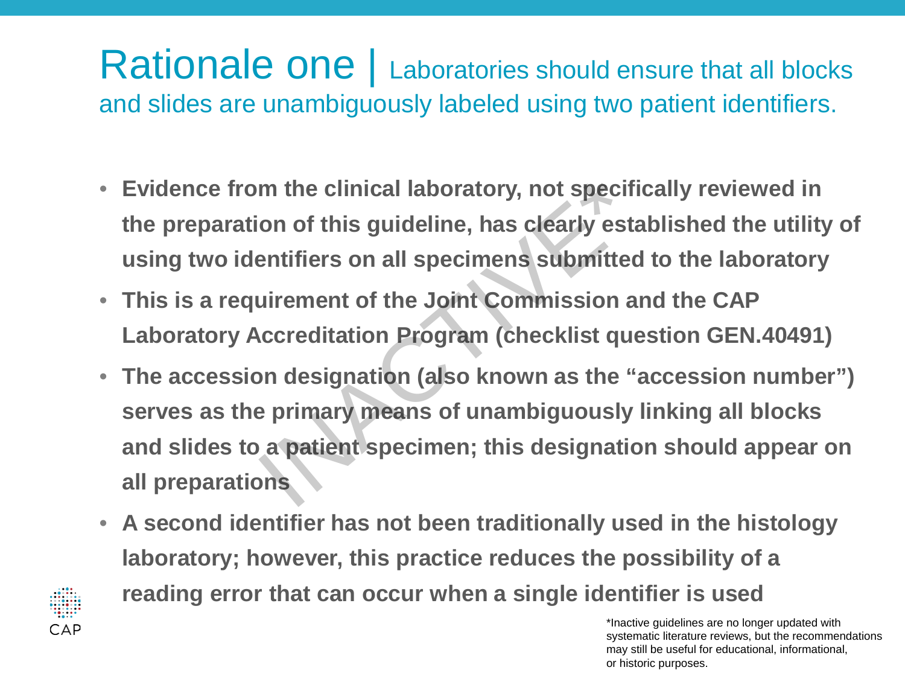# Rationale one | Laboratories should ensure that all blocks and slides are unambiguously labeled using two patient identifiers.

- **Evidence from the clinical laboratory, not specifically reviewed in the preparation of this guideline, has clearly established the utility of using two identifiers on all specimens submitted to the laboratory**
- **This is a requirement of the Joint Commission and the CAP Laboratory Accreditation Program (checklist question GEN.40491)**
- **The accession designation (also known as the "accession number") serves as the primary means of unambiguously linking all blocks and slides to a patient specimen; this designation should appear on all preparations**
- **A second identifier has not been traditionally used in the histology laboratory; however, this practice reduces the possibility of a reading error that can occur when a single identifier is used**

INACTIVE*

*Inactive guidelines are no longer updated with systematic literature reviews, but the recommendations may still be useful for educational, informational, or historic purposes.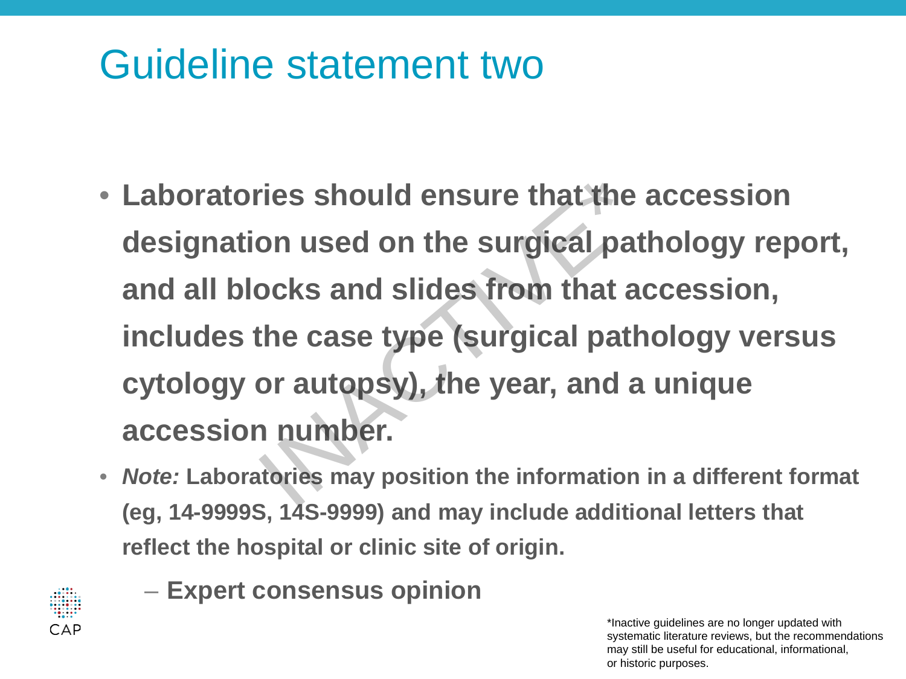# Guideline statement two

- **Laboratories should ensure that the accession designation used on the surgical pathology report, and all blocks and slides from that accession, includes the case type (surgical pathology versus cytology or autopsy), the year, and a unique accession number.**
- ***Note:*** **Laboratories may position the information in a different format (eg, 14-9999S, 14S-9999) and may include additional letters that reflect the hospital or clinic site of origin.**
  - **Expert consensus opinion**

INACTIVE*

*Inactive guidelines are no longer updated with systematic literature reviews, but the recommendations may still be useful for educational, informational, or historic purposes.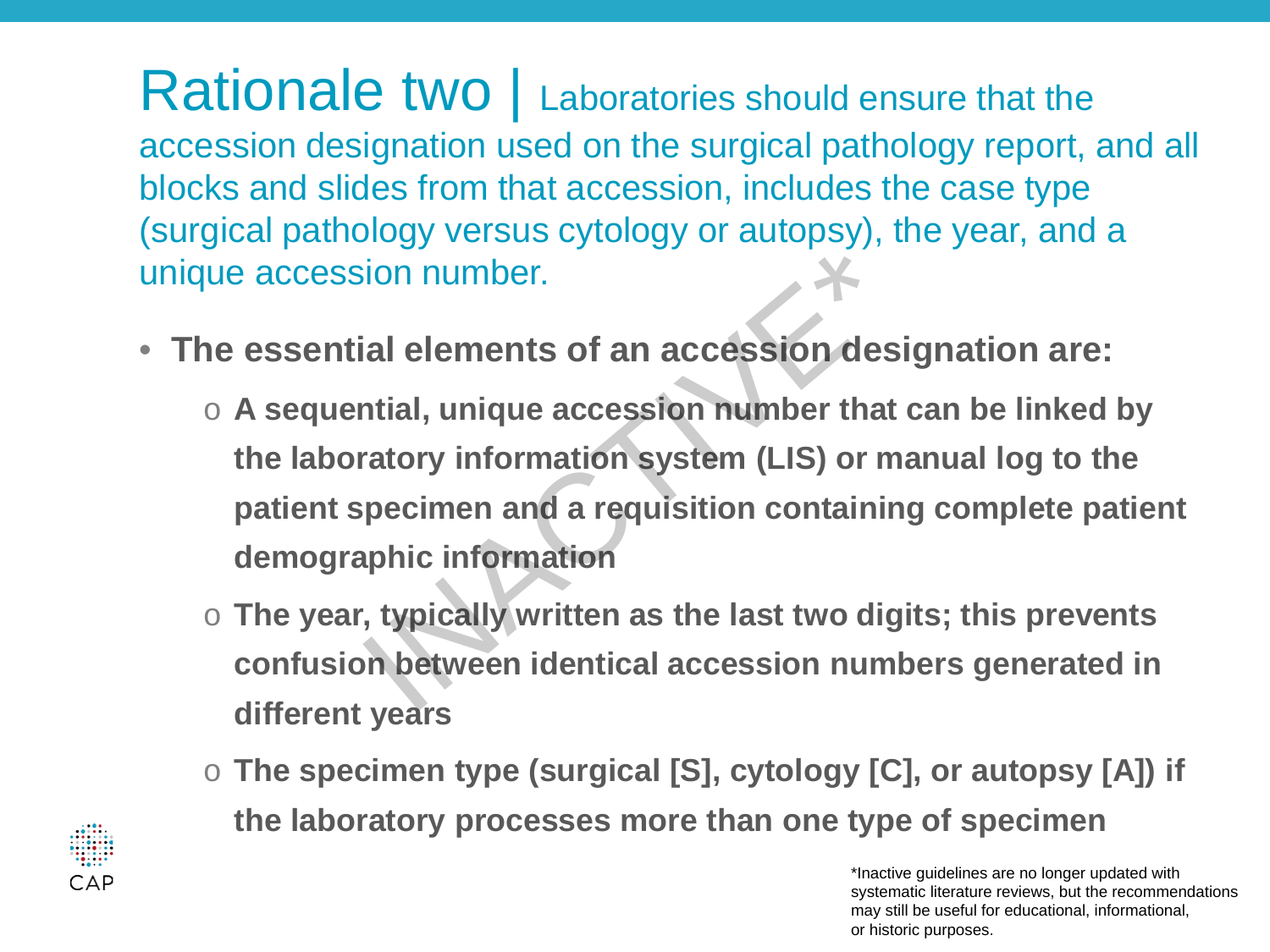# Rationale two | Laboratories should ensure that the accession designation used on the surgical pathology report, and all blocks and slides from that accession, includes the case type (surgical pathology versus cytology or autopsy), the year, and a unique accession number.

- **The essential elements of an accession designation are:**
  - **A sequential, unique accession number that can be linked by the laboratory information system (LIS) or manual log to the patient specimen and a requisition containing complete patient demographic information**
  - **The year, typically written as the last two digits; this prevents confusion between identical accession numbers generated in different years**
  - **The specimen type (surgical [S], cytology [C], or autopsy [A]) if the laboratory processes more than one type of specimen**

INACTIVE*

*Inactive guidelines are no longer updated with systematic literature reviews, but the recommendations may still be useful for educational, informational, or historic purposes.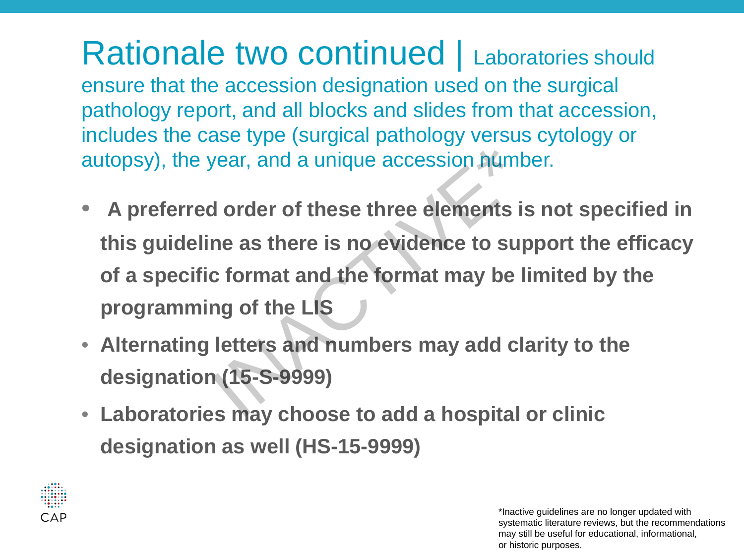# Rationale two continued | Laboratories should ensure that the accession designation used on the surgical pathology report, and all blocks and slides from that accession, includes the case type (surgical pathology versus cytology or autopsy), the year, and a unique accession number.

- **A preferred order of these three elements is not specified in this guideline as there is no evidence to support the efficacy of a specific format and the format may be limited by the programming of the LIS**
- **Alternating letters and numbers may add clarity to the designation (15-S-9999)**
- **Laboratories may choose to add a hospital or clinic designation as well (HS-15-9999)**

INACTIVE*

*Inactive guidelines are no longer updated with systematic literature reviews, but the recommendations may still be useful for educational, informational, or historic purposes.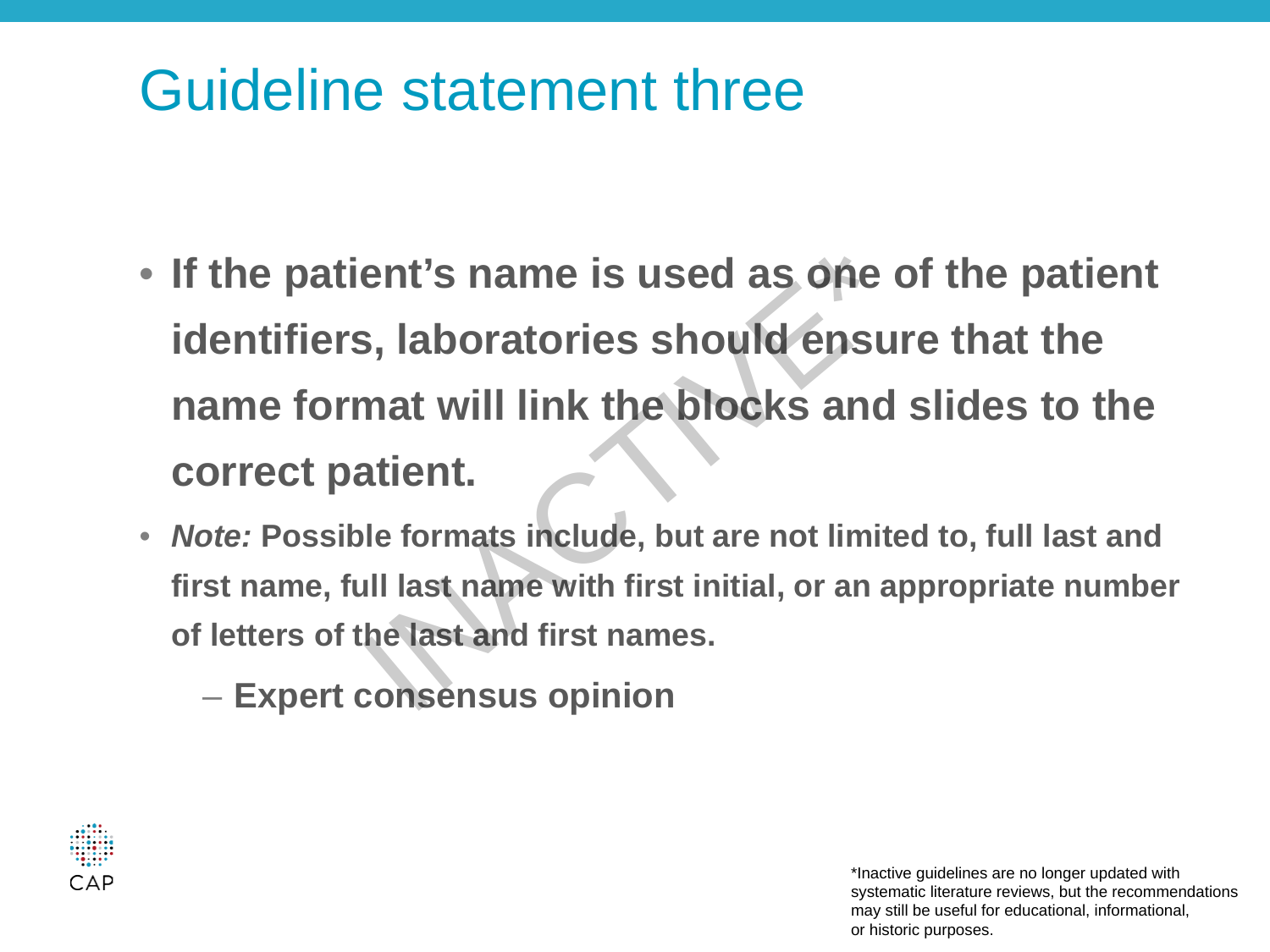# Guideline statement three

- **If the patient's name is used as one of the patient identifiers, laboratories should ensure that the name format will link the blocks and slides to the correct patient.**
- ***Note:* Possible formats include, but are not limited to, full last and first name, full last name with first initial, or an appropriate number of letters of the last and first names.**
  - **Expert consensus opinion**

INACTIVE*

CAP

*Inactive guidelines are no longer updated with systematic literature reviews, but the recommendations may still be useful for educational, informational, or historic purposes.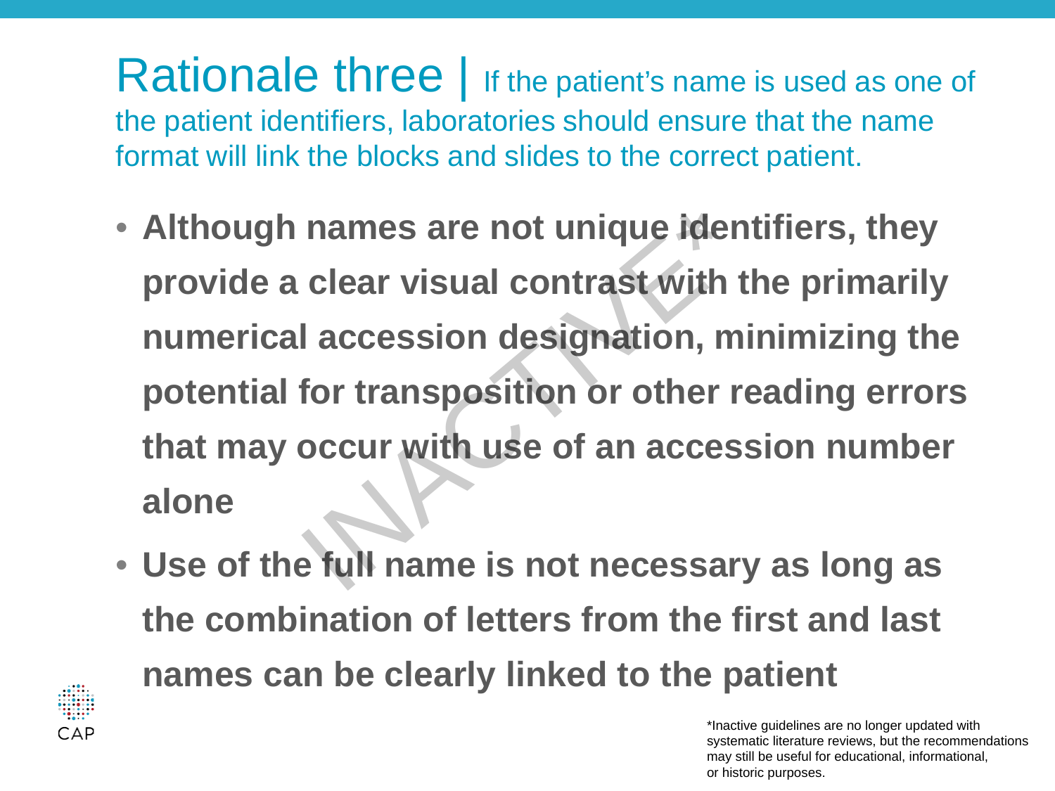# Rationale three | If the patient's name is used as one of the patient identifiers, laboratories should ensure that the name format will link the blocks and slides to the correct patient.

- **Although names are not unique identifiers, they provide a clear visual contrast with the primarily numerical accession designation, minimizing the potential for transposition or other reading errors that may occur with use of an accession number alone**
- **Use of the full name is not necessary as long as the combination of letters from the first and last names can be clearly linked to the patient**

INACTIVE*

*Inactive guidelines are no longer updated with systematic literature reviews, but the recommendations may still be useful for educational, informational, or historic purposes.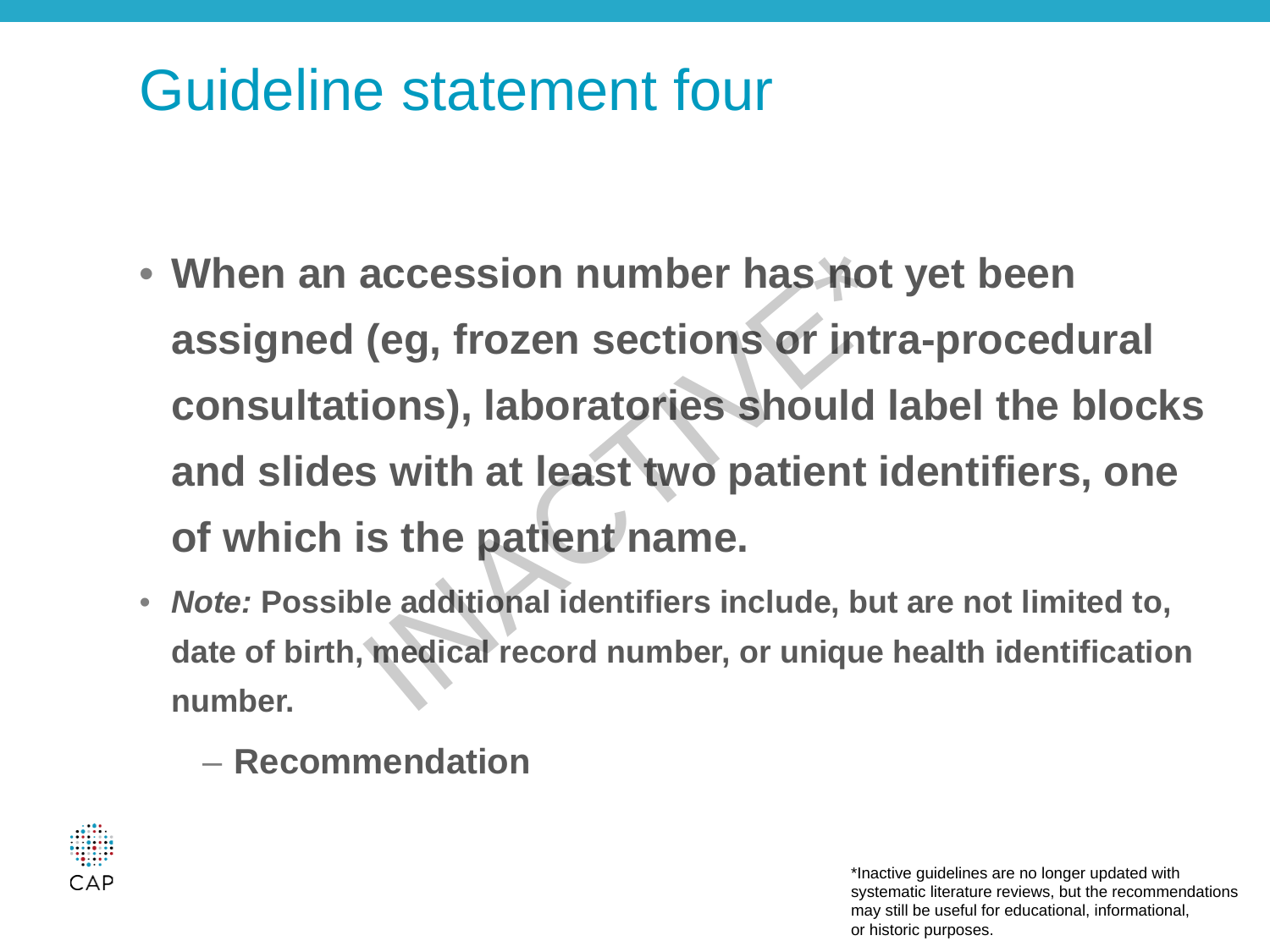# Guideline statement four

- **When an accession number has not yet been assigned (eg, frozen sections or intra-procedural consultations), laboratories should label the blocks and slides with at least two patient identifiers, one of which is the patient name.**
- ***Note:* Possible additional identifiers include, but are not limited to, date of birth, medical record number, or unique health identification number.**
  - **Recommendation**

INACTIVE*

*Inactive guidelines are no longer updated with systematic literature reviews, but the recommendations may still be useful for educational, informational, or historic purposes.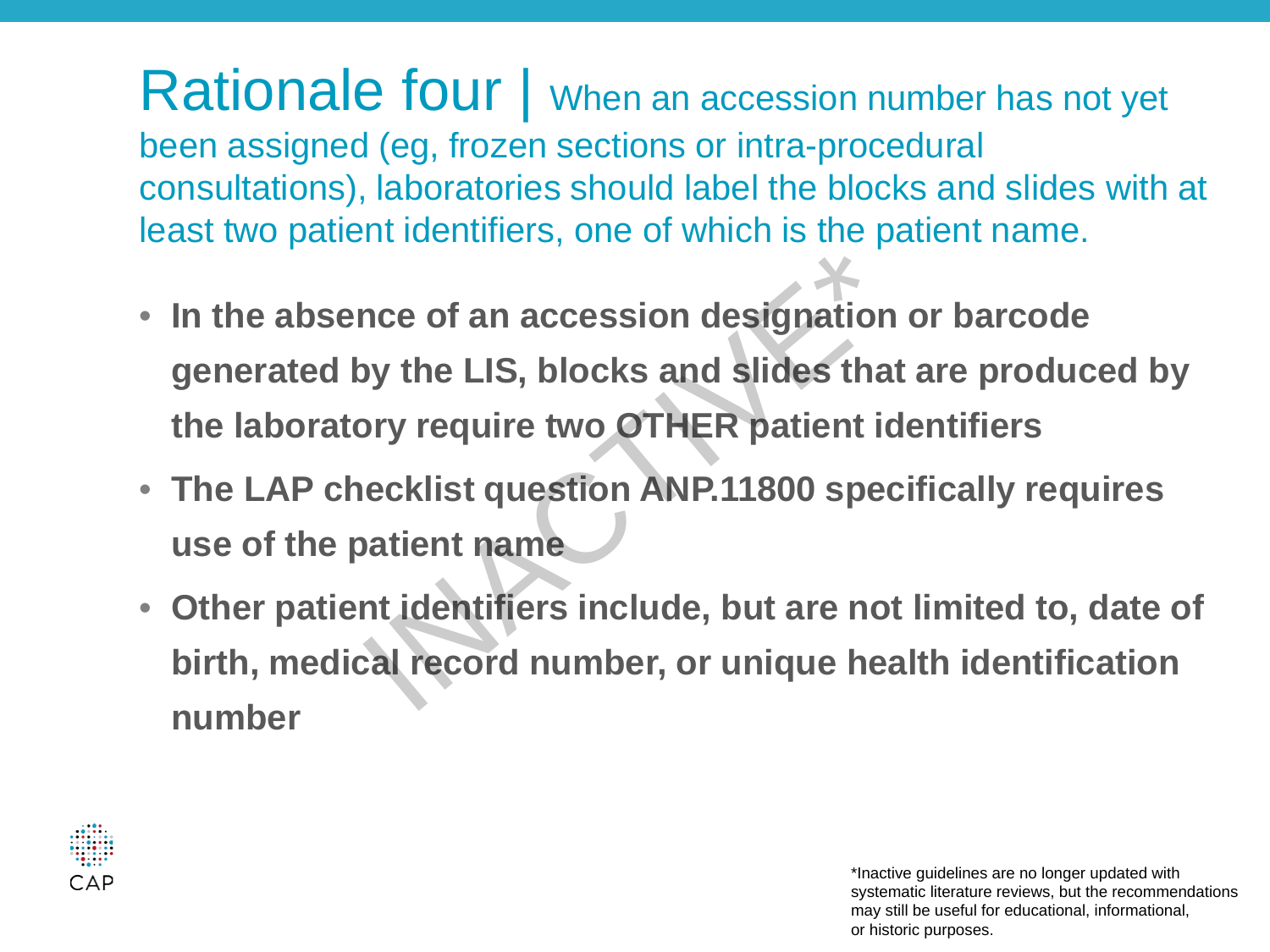# Rationale four | When an accession number has not yet been assigned (eg, frozen sections or intra-procedural consultations), laboratories should label the blocks and slides with at least two patient identifiers, one of which is the patient name.

- **In the absence of an accession designation or barcode generated by the LIS, blocks and slides that are produced by the laboratory require two OTHER patient identifiers**
- **The LAP checklist question ANP.11800 specifically requires use of the patient name**
- **Other patient identifiers include, but are not limited to, date of birth, medical record number, or unique health identification number**

INACTIVE*

CAP

*Inactive guidelines are no longer updated with systematic literature reviews, but the recommendations may still be useful for educational, informational, or historic purposes.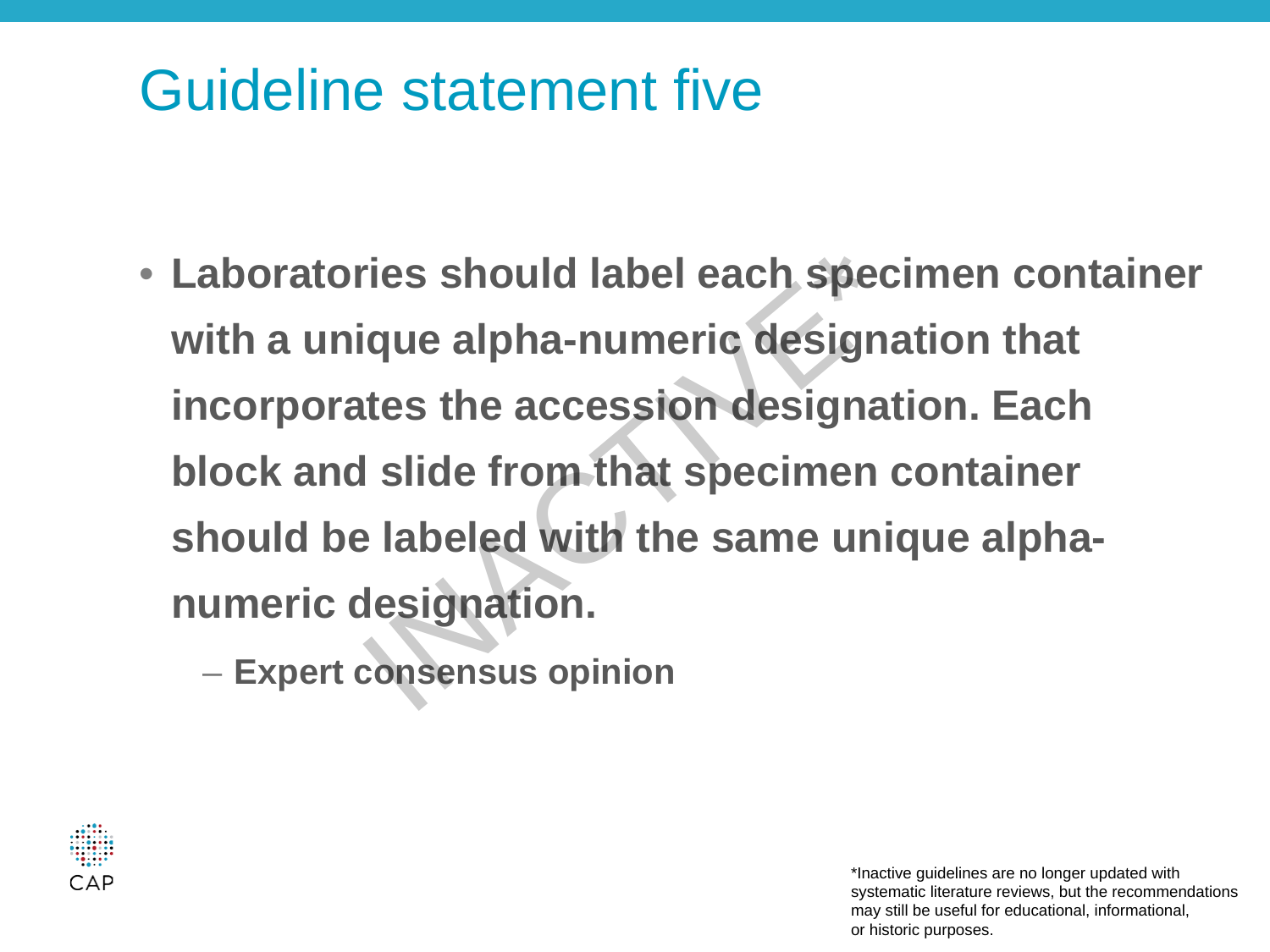# Guideline statement five

- **Laboratories should label each specimen container with a unique alpha-numeric designation that incorporates the accession designation. Each block and slide from that specimen container should be labeled with the same unique alpha-numeric designation.**
  - **Expert consensus opinion**

INACTIVE*

*Inactive guidelines are no longer updated with systematic literature reviews, but the recommendations may still be useful for educational, informational, or historic purposes.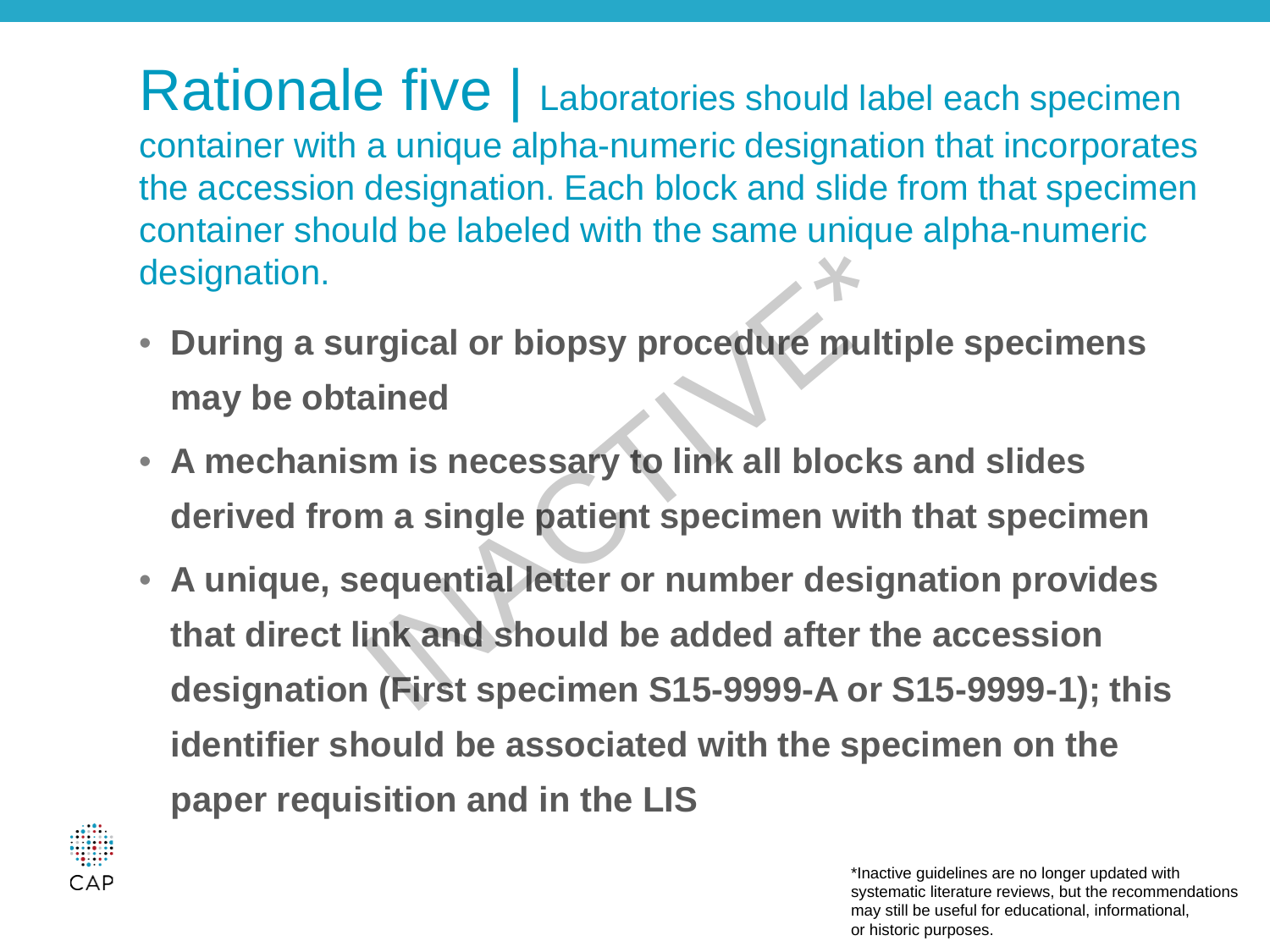# Rationale five | Laboratories should label each specimen container with a unique alpha-numeric designation that incorporates the accession designation. Each block and slide from that specimen container should be labeled with the same unique alpha-numeric designation.

- **During a surgical or biopsy procedure multiple specimens may be obtained**
- **A mechanism is necessary to link all blocks and slides derived from a single patient specimen with that specimen**
- **A unique, sequential letter or number designation provides that direct link and should be added after the accession designation (First specimen S15-9999-A or S15-9999-1); this identifier should be associated with the specimen on the paper requisition and in the LIS**

INACTIVE*

CAP

*Inactive guidelines are no longer updated with systematic literature reviews, but the recommendations may still be useful for educational, informational, or historic purposes.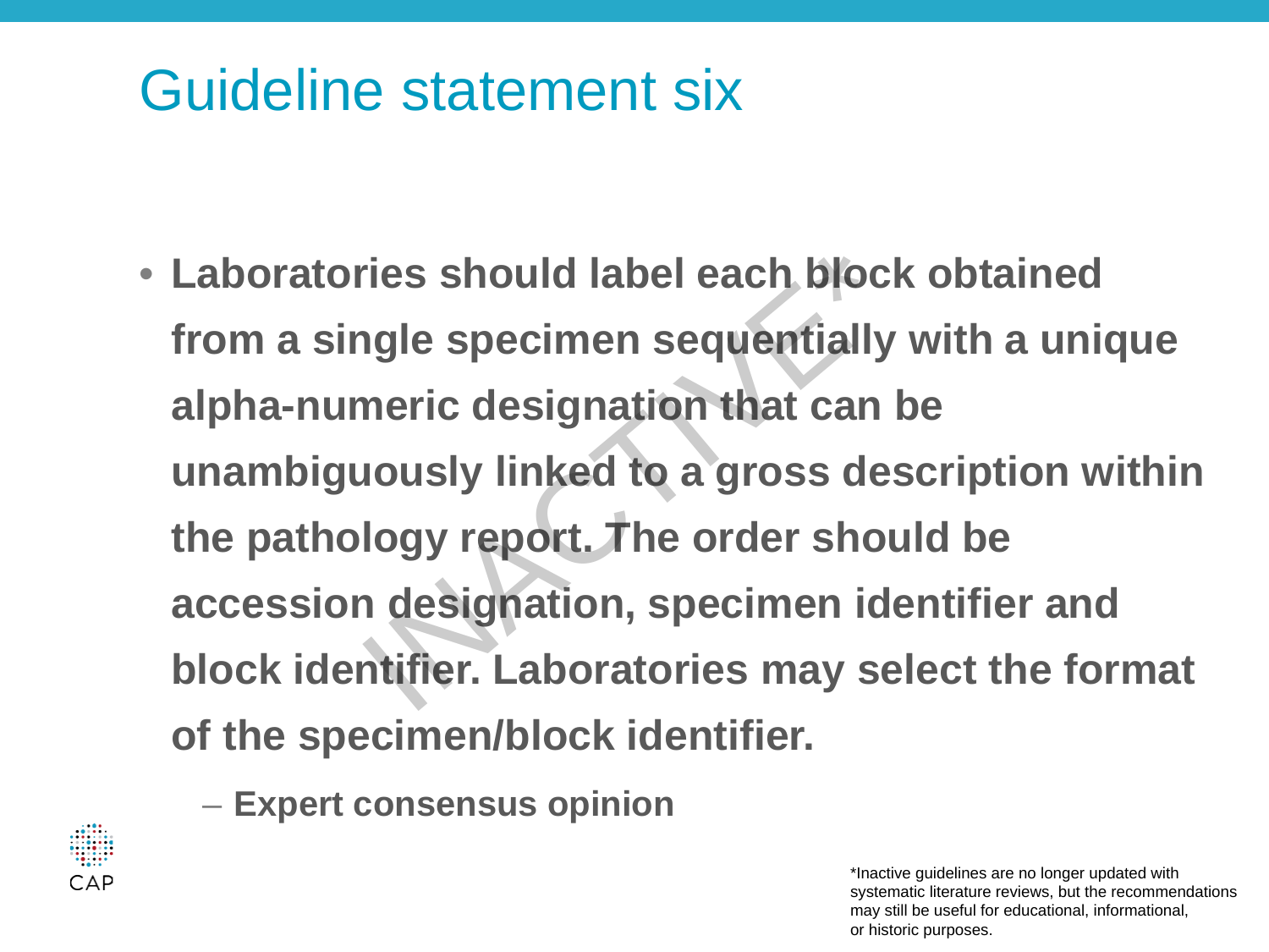# Guideline statement six

- **Laboratories should label each block obtained from a single specimen sequentially with a unique alpha-numeric designation that can be unambiguously linked to a gross description within the pathology report. The order should be accession designation, specimen identifier and block identifier. Laboratories may select the format of the specimen/block identifier.**
  - **Expert consensus opinion**

INACTIVE*

CAP

*Inactive guidelines are no longer updated with systematic literature reviews, but the recommendations may still be useful for educational, informational, or historic purposes.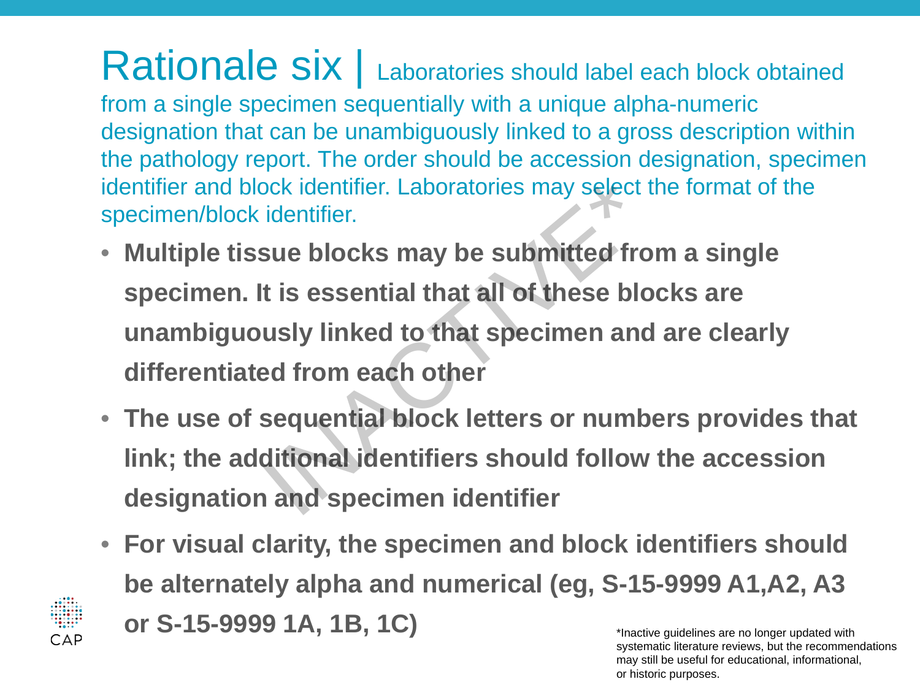# Rationale six | Laboratories should label each block obtained from a single specimen sequentially with a unique alpha-numeric designation that can be unambiguously linked to a gross description within the pathology report. The order should be accession designation, specimen identifier and block identifier. Laboratories may select the format of the specimen/block identifier.

- **Multiple tissue blocks may be submitted from a single specimen. It is essential that all of these blocks are unambiguously linked to that specimen and are clearly differentiated from each other**
- **The use of sequential block letters or numbers provides that link; the additional identifiers should follow the accession designation and specimen identifier**
- **For visual clarity, the specimen and block identifiers should be alternately alpha and numerical (eg, S-15-9999 A1,A2, A3 or S-15-9999 1A, 1B, 1C)**

INACTIVE*

*Inactive guidelines are no longer updated with systematic literature reviews, but the recommendations may still be useful for educational, informational, or historic purposes.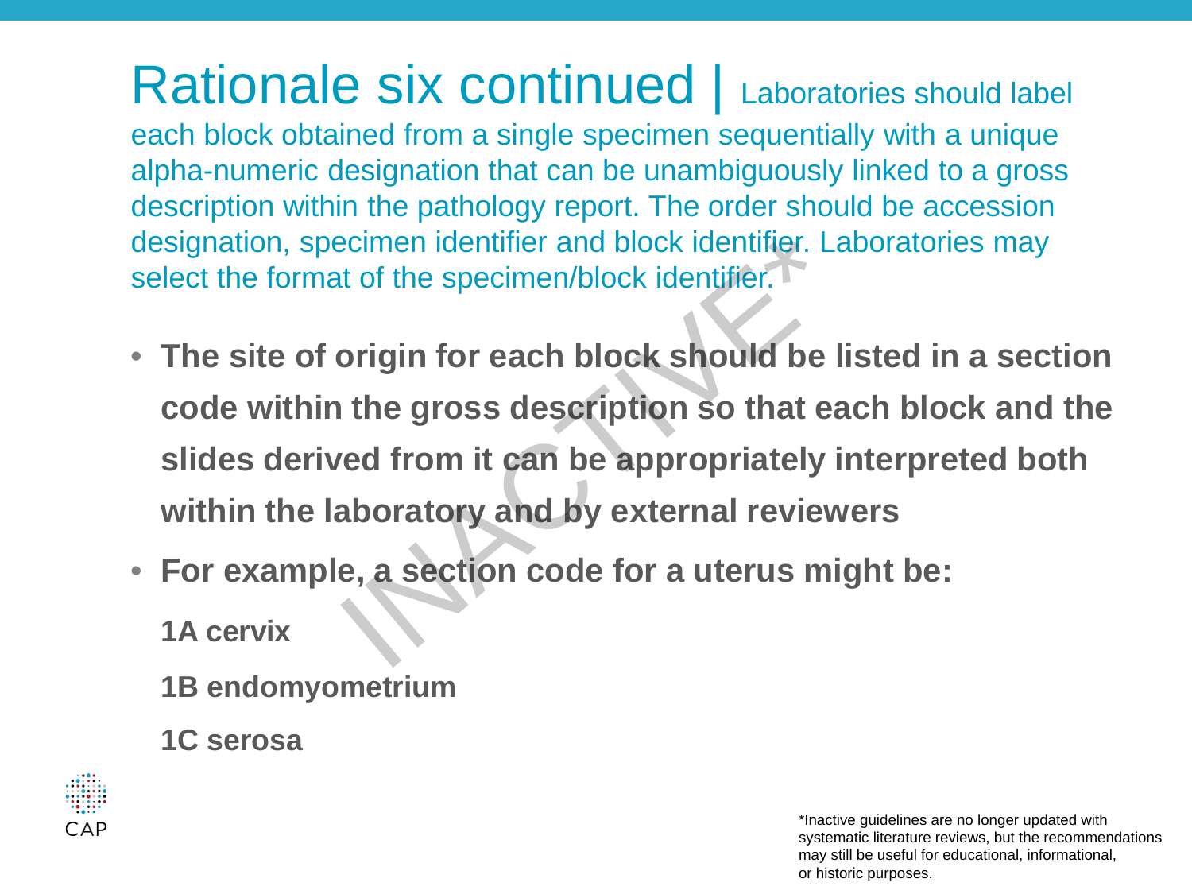# Rationale six continued | Laboratories should label each block obtained from a single specimen sequentially with a unique alpha-numeric designation that can be unambiguously linked to a gross description within the pathology report. The order should be accession designation, specimen identifier and block identifier. Laboratories may select the format of the specimen/block identifier.

- **The site of origin for each block should be listed in a section code within the gross description so that each block and the slides derived from it can be appropriately interpreted both within the laboratory and by external reviewers**
- **For example, a section code for a uterus might be:**

  **1A cervix**

  **1B endomyometrium**

  **1C serosa**

INACTIVE*

*Inactive guidelines are no longer updated with systematic literature reviews, but the recommendations may still be useful for educational, informational, or historic purposes.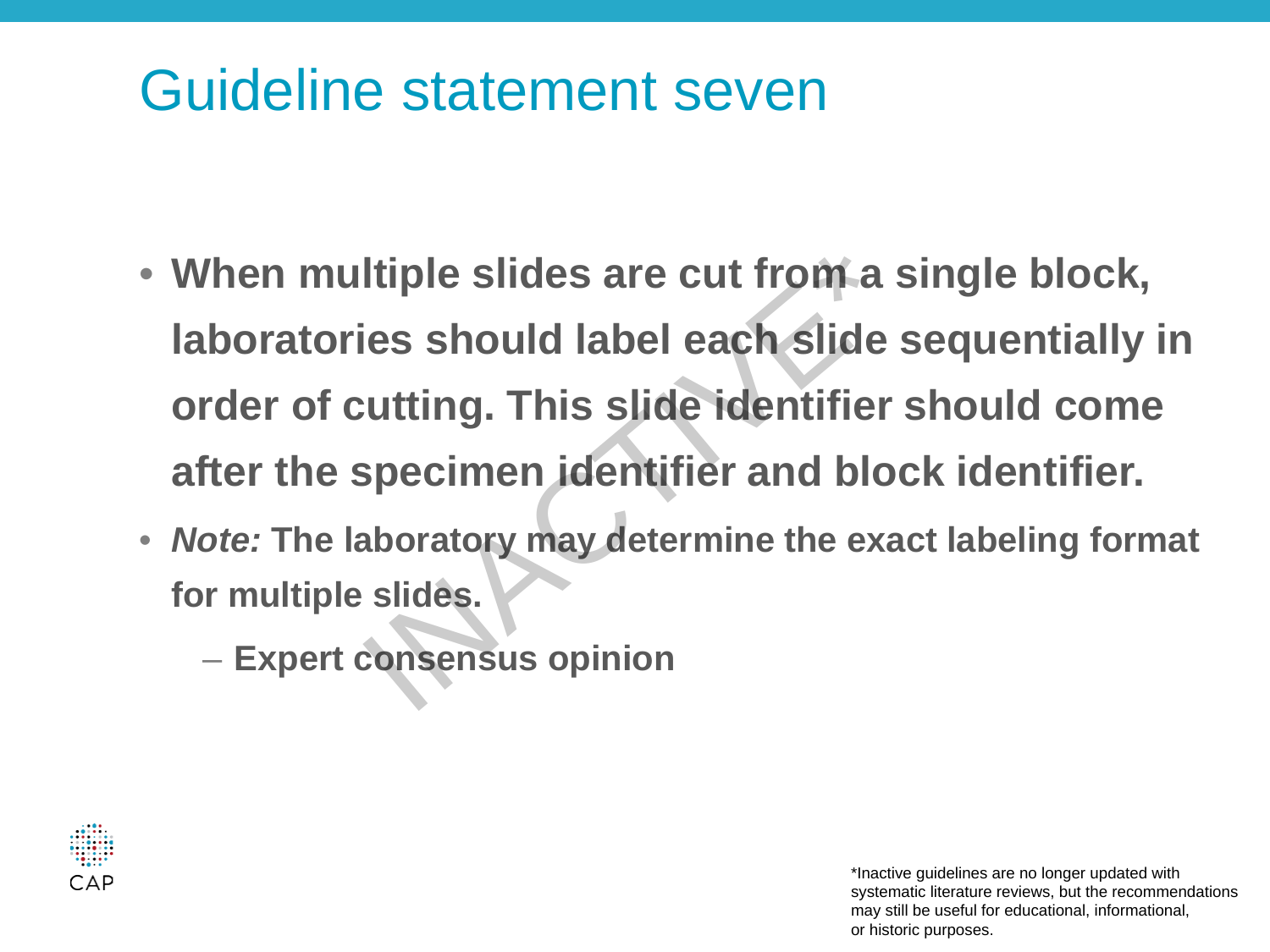# Guideline statement seven

- **When multiple slides are cut from a single block, laboratories should label each slide sequentially in order of cutting. This slide identifier should come after the specimen identifier and block identifier.**
- ***Note:* The laboratory may determine the exact labeling format for multiple slides.**
  - **Expert consensus opinion**

INACTIVE

*Inactive guidelines are no longer updated with systematic literature reviews, but the recommendations may still be useful for educational, informational, or historic purposes.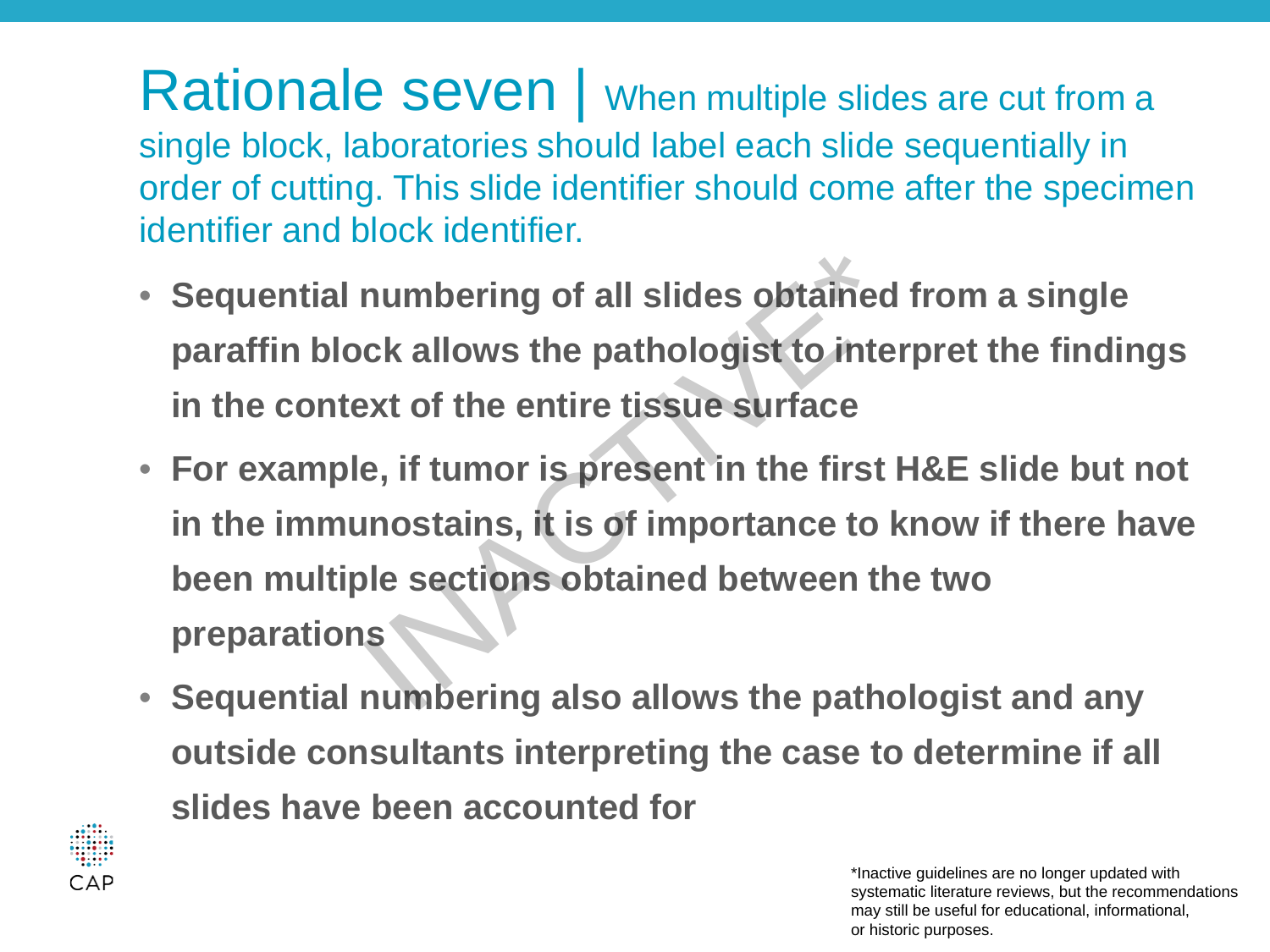# Rationale seven | When multiple slides are cut from a single block, laboratories should label each slide sequentially in order of cutting. This slide identifier should come after the specimen identifier and block identifier.

- **Sequential numbering of all slides obtained from a single paraffin block allows the pathologist to interpret the findings in the context of the entire tissue surface**
- **For example, if tumor is present in the first H&E slide but not in the immunostains, it is of importance to know if there have been multiple sections obtained between the two preparations**
- **Sequential numbering also allows the pathologist and any outside consultants interpreting the case to determine if all slides have been accounted for**

INACTIVE*

CAP

*Inactive guidelines are no longer updated with systematic literature reviews, but the recommendations may still be useful for educational, informational, or historic purposes.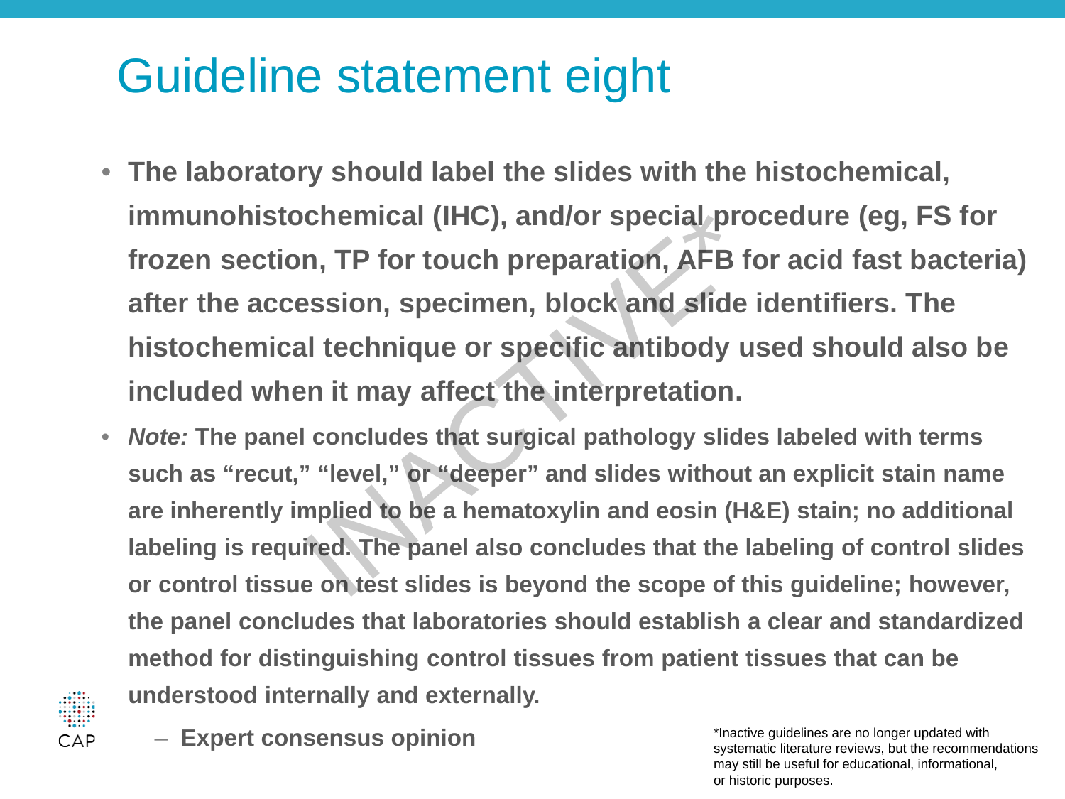# Guideline statement eight

- **The laboratory should label the slides with the histochemical, immunohistochemical (IHC), and/or special procedure (eg, FS for frozen section, TP for touch preparation, AFB for acid fast bacteria) after the accession, specimen, block and slide identifiers. The histochemical technique or specific antibody used should also be included when it may affect the interpretation.**
- ***Note:*** **The panel concludes that surgical pathology slides labeled with terms such as "recut," "level," or "deeper" and slides without an explicit stain name are inherently implied to be a hematoxylin and eosin (H&E) stain; no additional labeling is required. The panel also concludes that the labeling of control slides or control tissue on test slides is beyond the scope of this guideline; however, the panel concludes that laboratories should establish a clear and standardized method for distinguishing control tissues from patient tissues that can be understood internally and externally.**
  - **Expert consensus opinion**

INACTIVE*

*Inactive guidelines are no longer updated with systematic literature reviews, but the recommendations may still be useful for educational, informational, or historic purposes.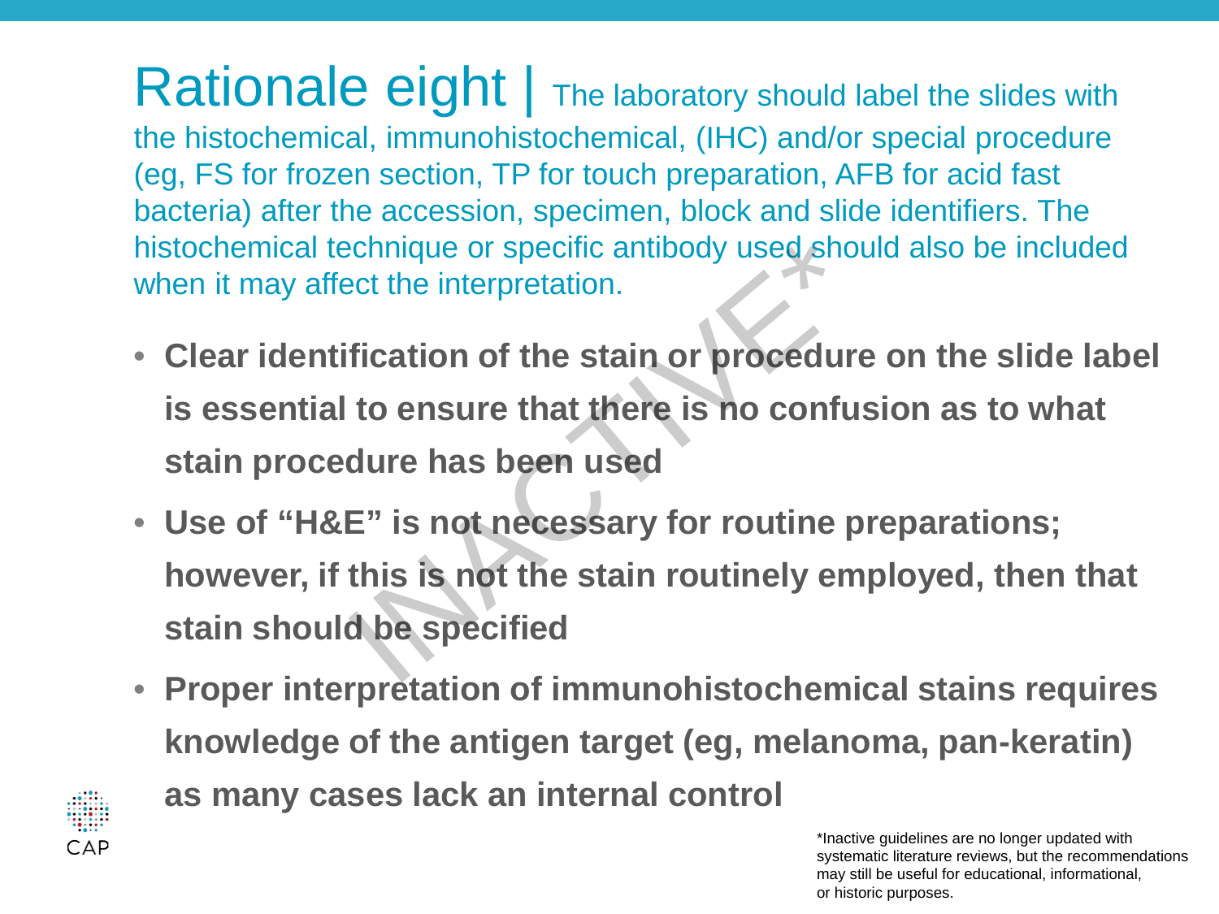# Rationale eight | The laboratory should label the slides with the histochemical, immunohistochemical, (IHC) and/or special procedure (eg, FS for frozen section, TP for touch preparation, AFB for acid fast bacteria) after the accession, specimen, block and slide identifiers. The histochemical technique or specific antibody used should also be included when it may affect the interpretation.

- **Clear identification of the stain or procedure on the slide label is essential to ensure that there is no confusion as to what stain procedure has been used**
- **Use of "H&E" is not necessary for routine preparations; however, if this is not the stain routinely employed, then that stain should be specified**
- **Proper interpretation of immunohistochemical stains requires knowledge of the antigen target (eg, melanoma, pan-keratin) as many cases lack an internal control**

INACTIVE*

*Inactive guidelines are no longer updated with systematic literature reviews, but the recommendations may still be useful for educational, informational, or historic purposes.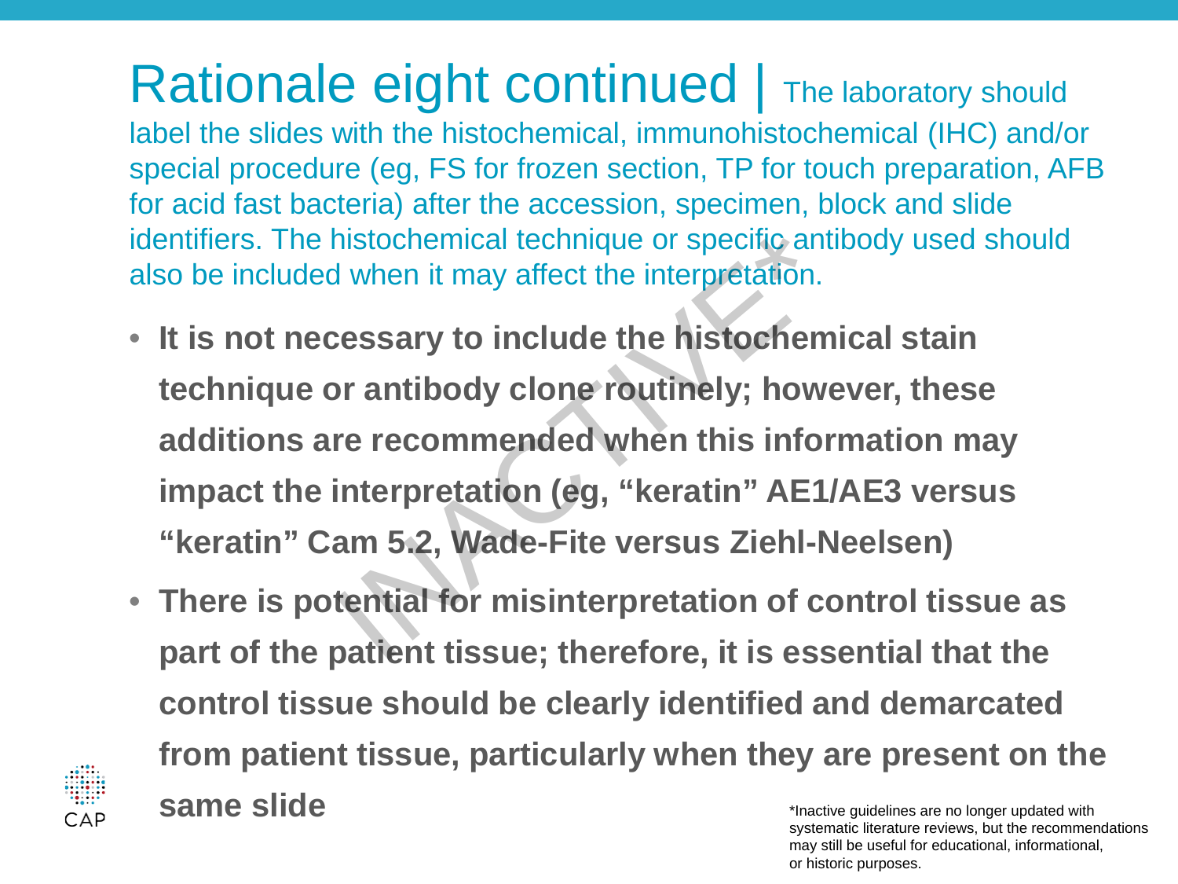# Rationale eight continued | The laboratory should label the slides with the histochemical, immunohistochemical (IHC) and/or special procedure (eg, FS for frozen section, TP for touch preparation, AFB for acid fast bacteria) after the accession, specimen, block and slide identifiers. The histochemical technique or specific antibody used should also be included when it may affect the interpretation.

- **It is not necessary to include the histochemical stain technique or antibody clone routinely; however, these additions are recommended when this information may impact the interpretation (eg, “keratin” AE1/AE3 versus “keratin” Cam 5.2, Wade-Fite versus Ziehl-Neelsen)**
- **There is potential for misinterpretation of control tissue as part of the patient tissue; therefore, it is essential that the control tissue should be clearly identified and demarcated from patient tissue, particularly when they are present on the same slide**

INACTIVE*

*Inactive guidelines are no longer updated with systematic literature reviews, but the recommendations may still be useful for educational, informational, or historic purposes.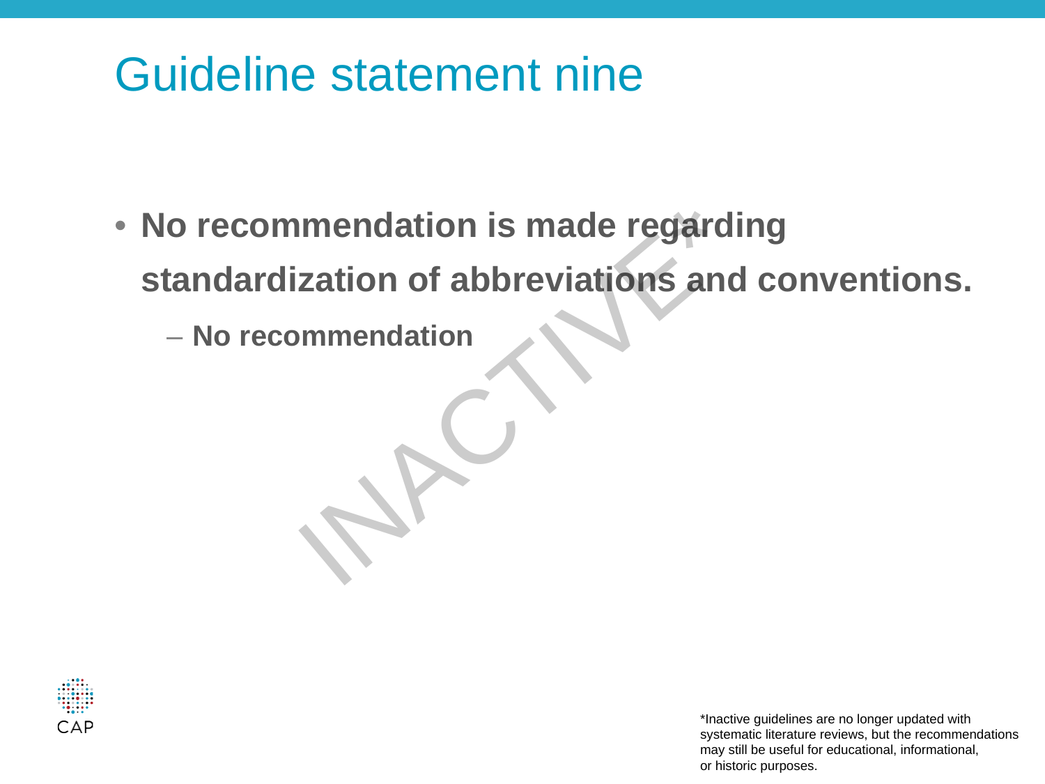# Guideline statement nine

- **No recommendation is made regarding standardization of abbreviations and conventions.**
  - **No recommendation**

INACTIVE*

*Inactive guidelines are no longer updated with systematic literature reviews, but the recommendations may still be useful for educational, informational, or historic purposes.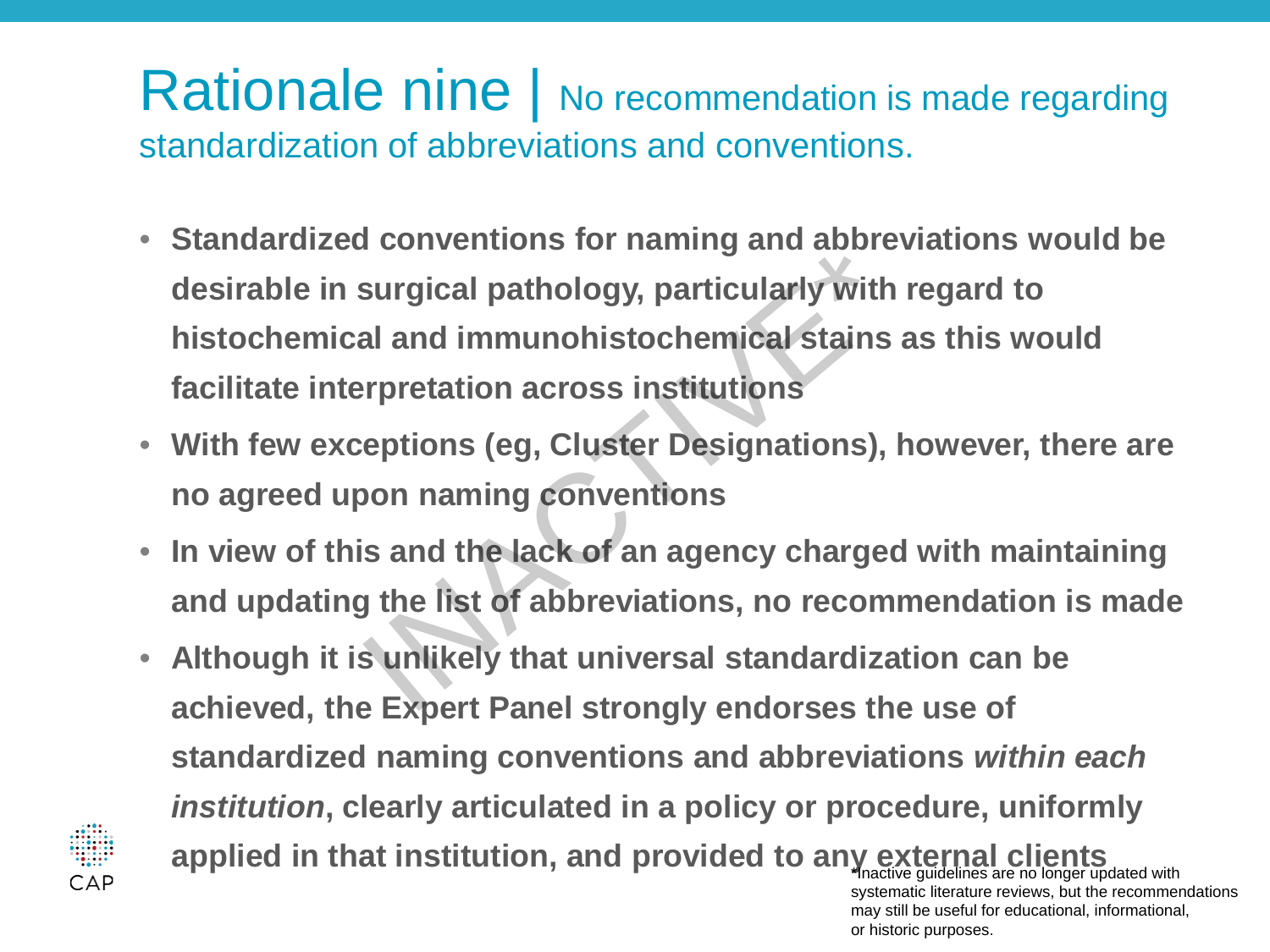# Rationale nine | No recommendation is made regarding standardization of abbreviations and conventions.

- **Standardized conventions for naming and abbreviations would be desirable in surgical pathology, particularly with regard to histochemical and immunohistochemical stains as this would facilitate interpretation across institutions**
- **With few exceptions (eg, Cluster Designations), however, there are no agreed upon naming conventions**
- **In view of this and the lack of an agency charged with maintaining and updating the list of abbreviations, no recommendation is made**
- **Although it is unlikely that universal standardization can be achieved, the Expert Panel strongly endorses the use of standardized naming conventions and abbreviations *within each institution*, clearly articulated in a policy or procedure, uniformly applied in that institution, and provided to any external clients**

INACTIVE*

*Inactive guidelines are no longer updated with systematic literature reviews, but the recommendations may still be useful for educational, informational, or historic purposes.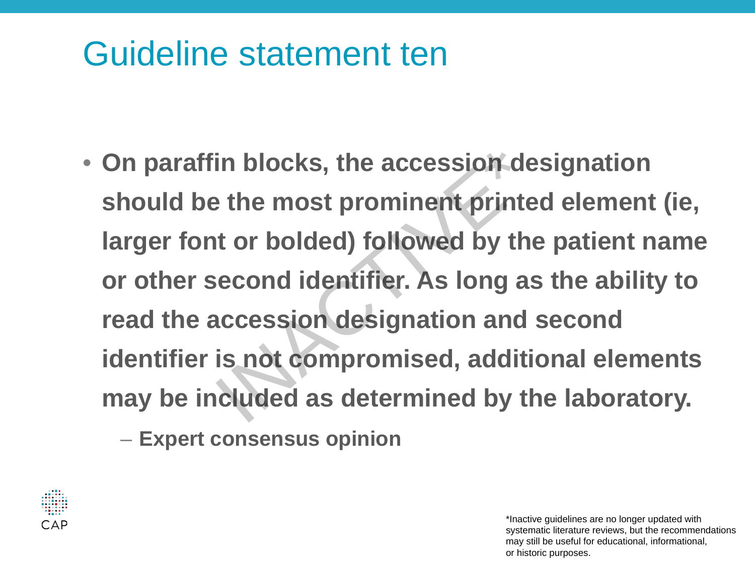# Guideline statement ten

- **On paraffin blocks, the accession designation should be the most prominent printed element (ie, larger font or bolded) followed by the patient name or other second identifier. As long as the ability to read the accession designation and second identifier is not compromised, additional elements may be included as determined by the laboratory.**
  - **Expert consensus opinion**

INACTIVE*

CAP

*Inactive guidelines are no longer updated with systematic literature reviews, but the recommendations may still be useful for educational, informational, or historic purposes.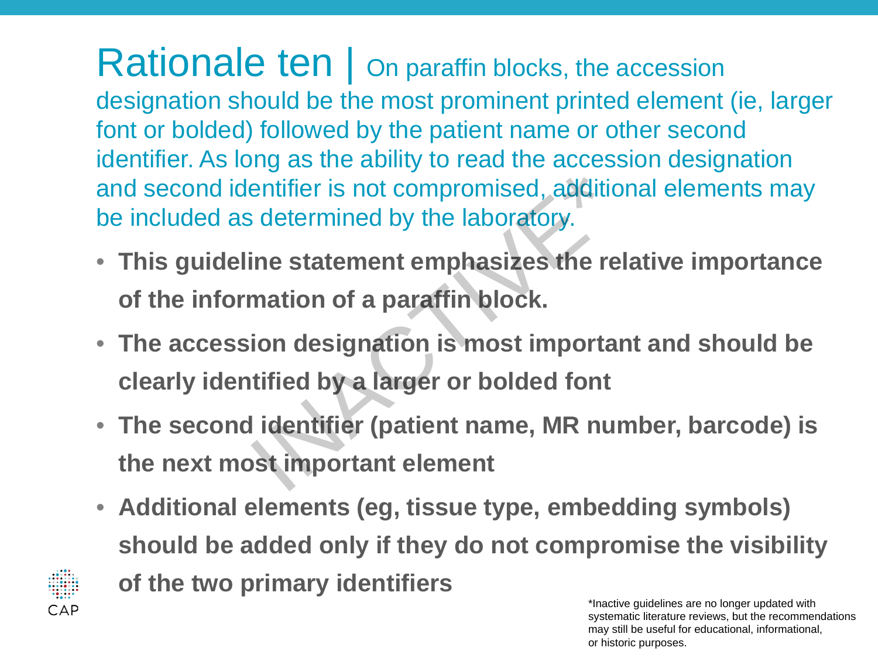# Rationale ten | On paraffin blocks, the accession designation should be the most prominent printed element (ie, larger font or bolded) followed by the patient name or other second identifier. As long as the ability to read the accession designation and second identifier is not compromised, additional elements may be included as determined by the laboratory.

- **This guideline statement emphasizes the relative importance of the information of a paraffin block.**
- **The accession designation is most important and should be clearly identified by a larger or bolded font**
- **The second identifier (patient name, MR number, barcode) is the next most important element**
- **Additional elements (eg, tissue type, embedding symbols) should be added only if they do not compromise the visibility of the two primary identifiers**

INACTIVE*

*Inactive guidelines are no longer updated with systematic literature reviews, but the recommendations may still be useful for educational, informational, or historic purposes.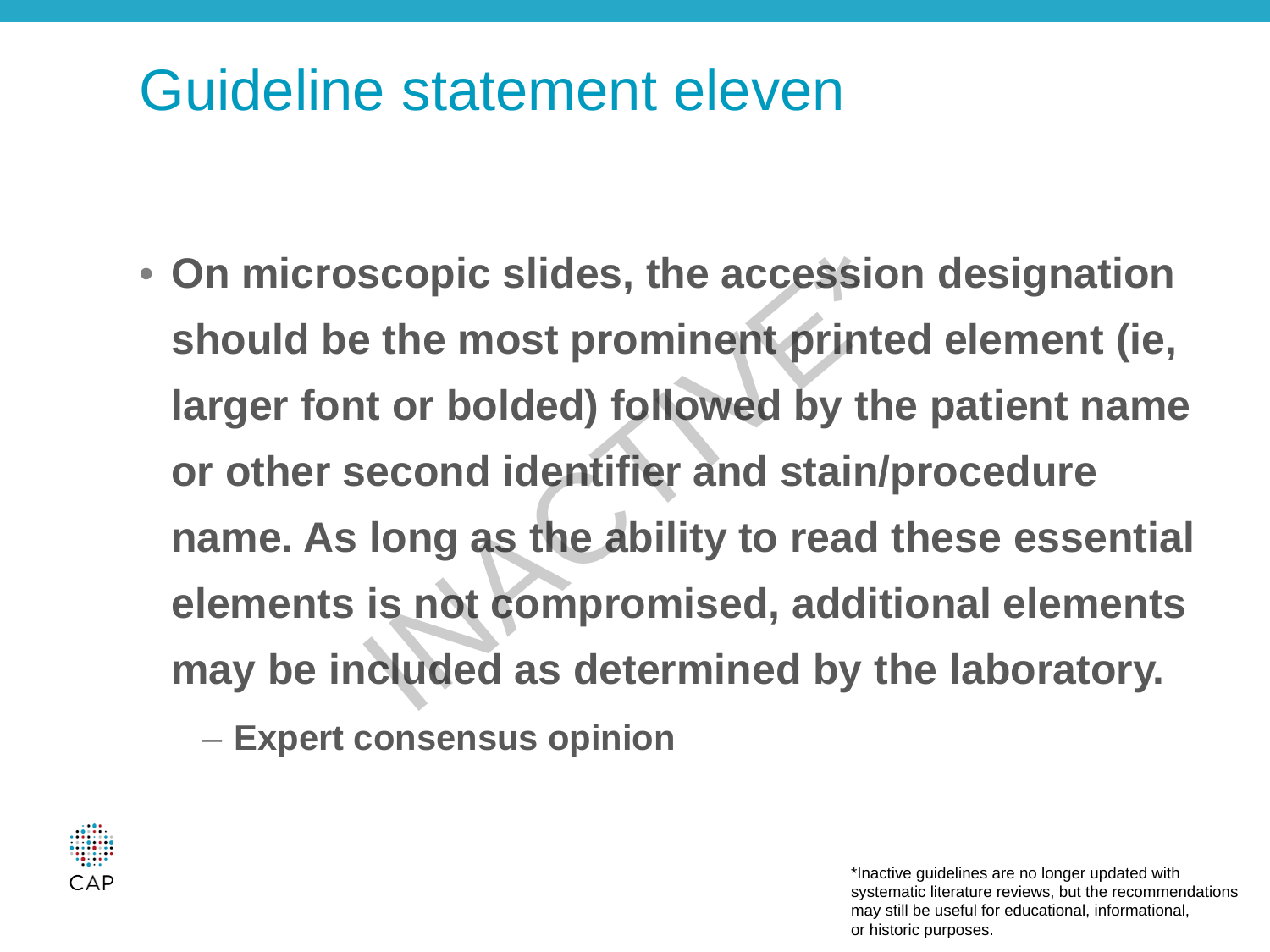# Guideline statement eleven

- **On microscopic slides, the accession designation should be the most prominent printed element (ie, larger font or bolded) followed by the patient name or other second identifier and stain/procedure name. As long as the ability to read these essential elements is not compromised, additional elements may be included as determined by the laboratory.**
  - **Expert consensus opinion**

INACTIVE

CAP

*Inactive guidelines are no longer updated with systematic literature reviews, but the recommendations may still be useful for educational, informational, or historic purposes.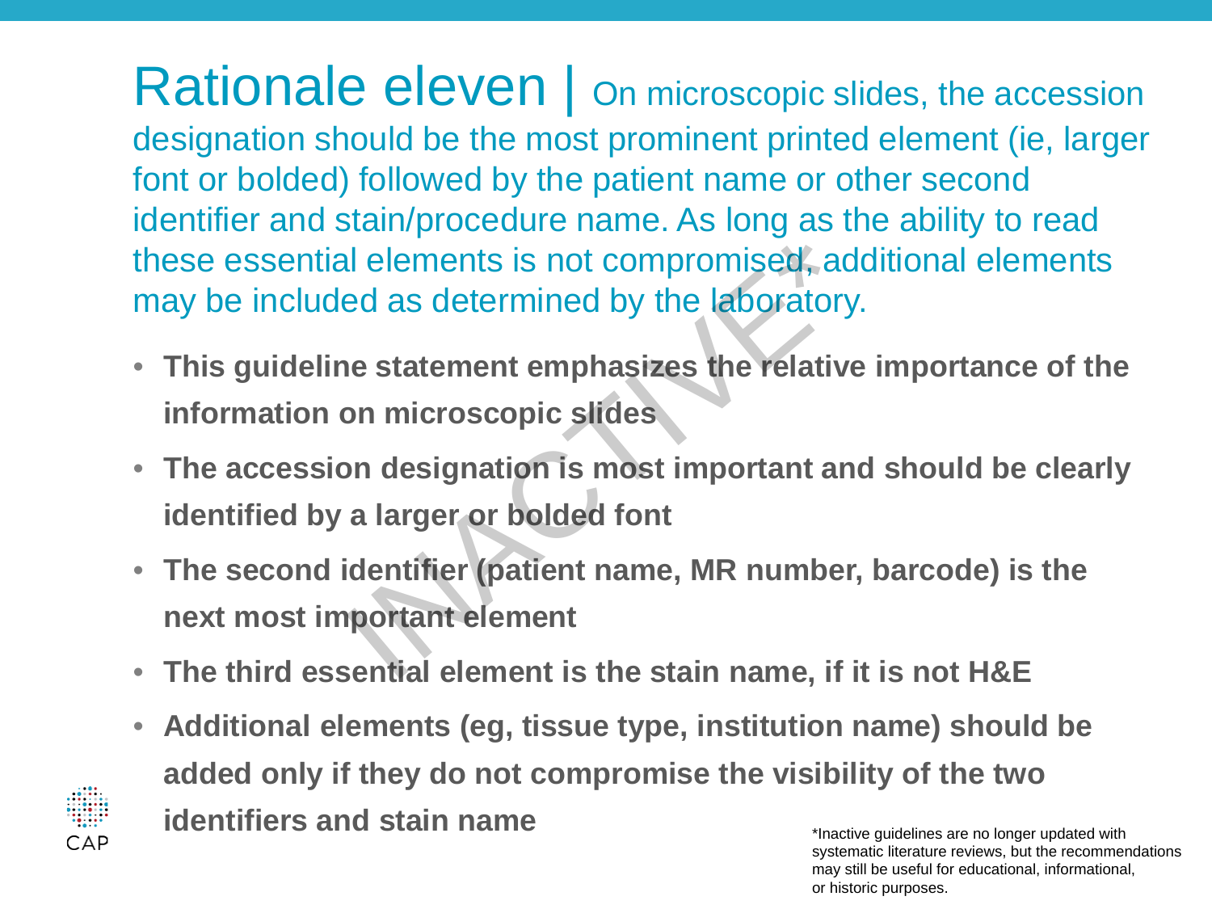# Rationale eleven | On microscopic slides, the accession designation should be the most prominent printed element (ie, larger font or bolded) followed by the patient name or other second identifier and stain/procedure name. As long as the ability to read these essential elements is not compromised, additional elements may be included as determined by the laboratory.

- **This guideline statement emphasizes the relative importance of the information on microscopic slides**
- **The accession designation is most important and should be clearly identified by a larger or bolded font**
- **The second identifier (patient name, MR number, barcode) is the next most important element**
- **The third essential element is the stain name, if it is not H&E**
- **Additional elements (eg, tissue type, institution name) should be added only if they do not compromise the visibility of the two identifiers and stain name**

INACTIVE*

*Inactive guidelines are no longer updated with systematic literature reviews, but the recommendations may still be useful for educational, informational, or historic purposes.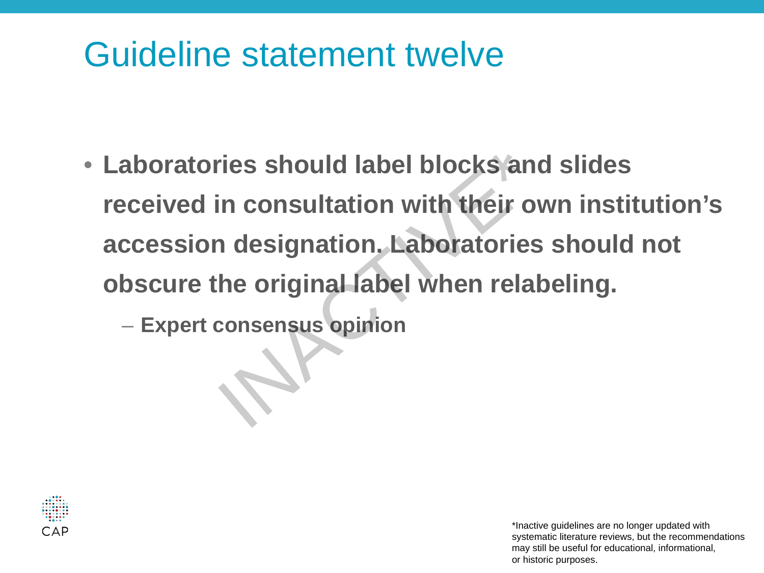# Guideline statement twelve

- **Laboratories should label blocks and slides received in consultation with their own institution's accession designation. Laboratories should not obscure the original label when relabeling.**
  - **Expert consensus opinion**

INACTIVE*

CAP

*Inactive guidelines are no longer updated with systematic literature reviews, but the recommendations may still be useful for educational, informational, or historic purposes.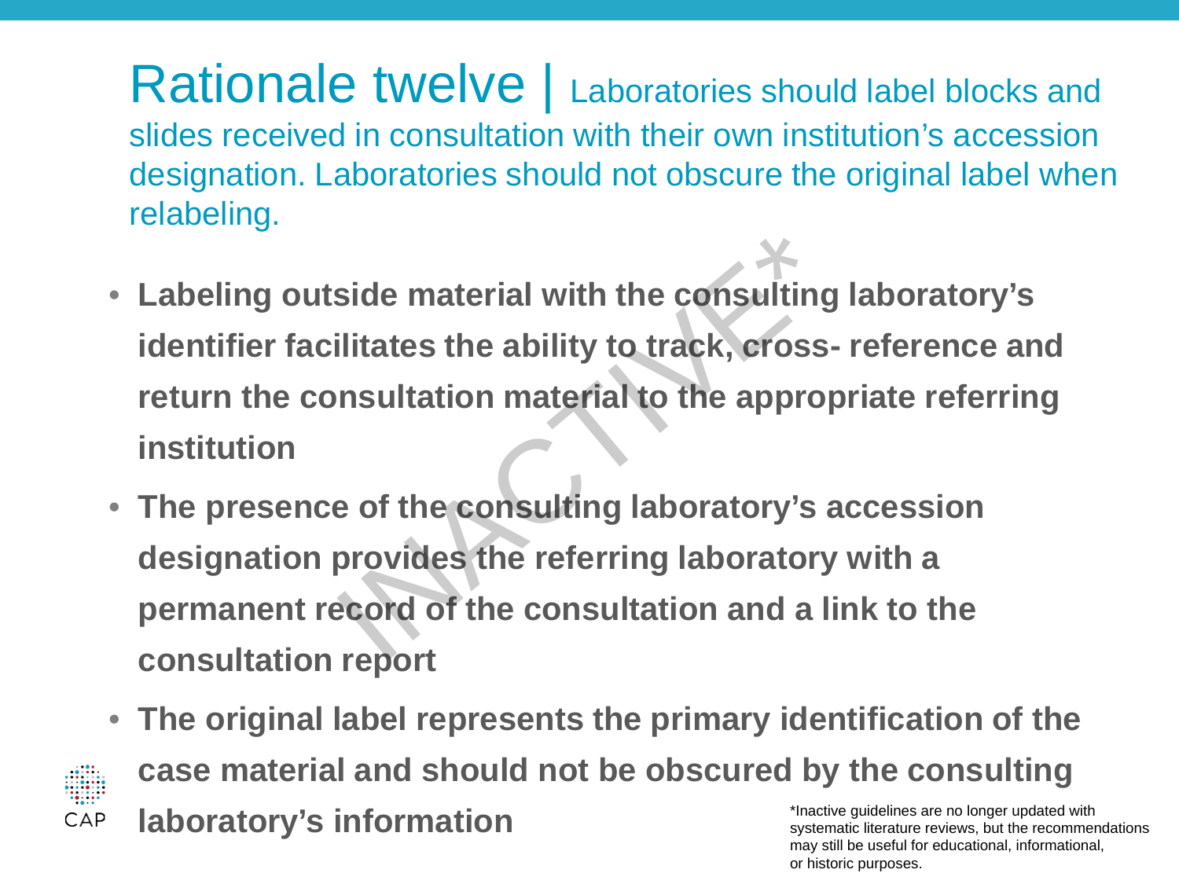# Rationale twelve | Laboratories should label blocks and slides received in consultation with their own institution's accession designation. Laboratories should not obscure the original label when relabeling.

- **Labeling outside material with the consulting laboratory's identifier facilitates the ability to track, cross- reference and return the consultation material to the appropriate referring institution**
- **The presence of the consulting laboratory's accession designation provides the referring laboratory with a permanent record of the consultation and a link to the consultation report**
- **The original label represents the primary identification of the case material and should not be obscured by the consulting laboratory's information**

INACTIVE*

*Inactive guidelines are no longer updated with systematic literature reviews, but the recommendations may still be useful for educational, informational, or historic purposes.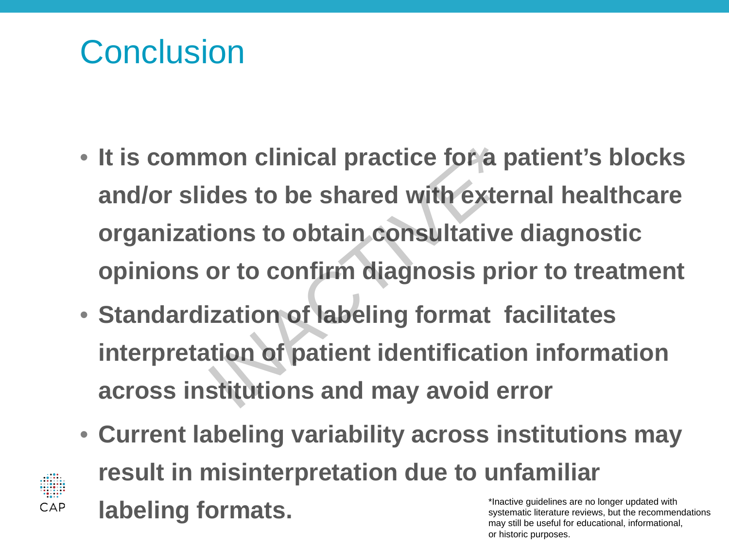# Conclusion

- **It is common clinical practice for a patient's blocks and/or slides to be shared with external healthcare organizations to obtain consultative diagnostic opinions or to confirm diagnosis prior to treatment**
- **Standardization of labeling format facilitates interpretation of patient identification information across institutions and may avoid error**
- **Current labeling variability across institutions may result in misinterpretation due to unfamiliar labeling formats.**

INACTIVE*

*Inactive guidelines are no longer updated with systematic literature reviews, but the recommendations may still be useful for educational, informational, or historic purposes.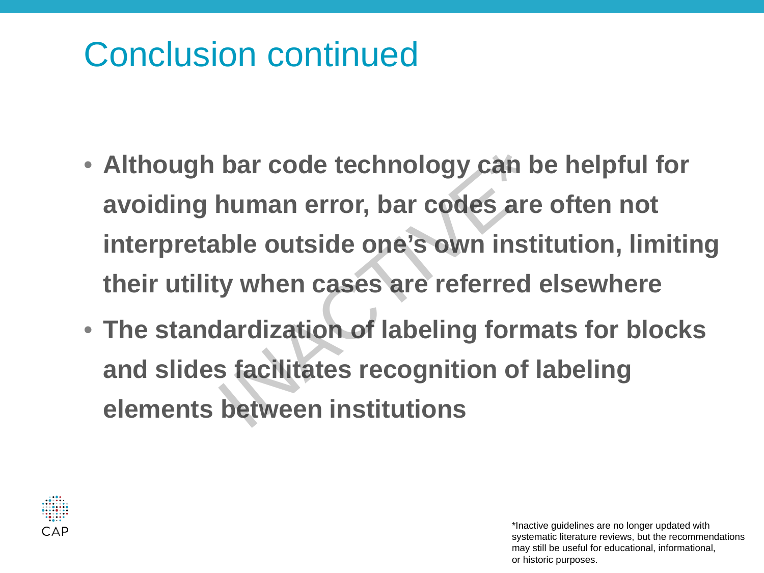# Conclusion continued

- **Although bar code technology can be helpful for avoiding human error, bar codes are often not interpretable outside one's own institution, limiting their utility when cases are referred elsewhere**
- **The standardization of labeling formats for blocks and slides facilitates recognition of labeling elements between institutions**

INACTIVE*

*Inactive guidelines are no longer updated with systematic literature reviews, but the recommendations may still be useful for educational, informational, or historic purposes.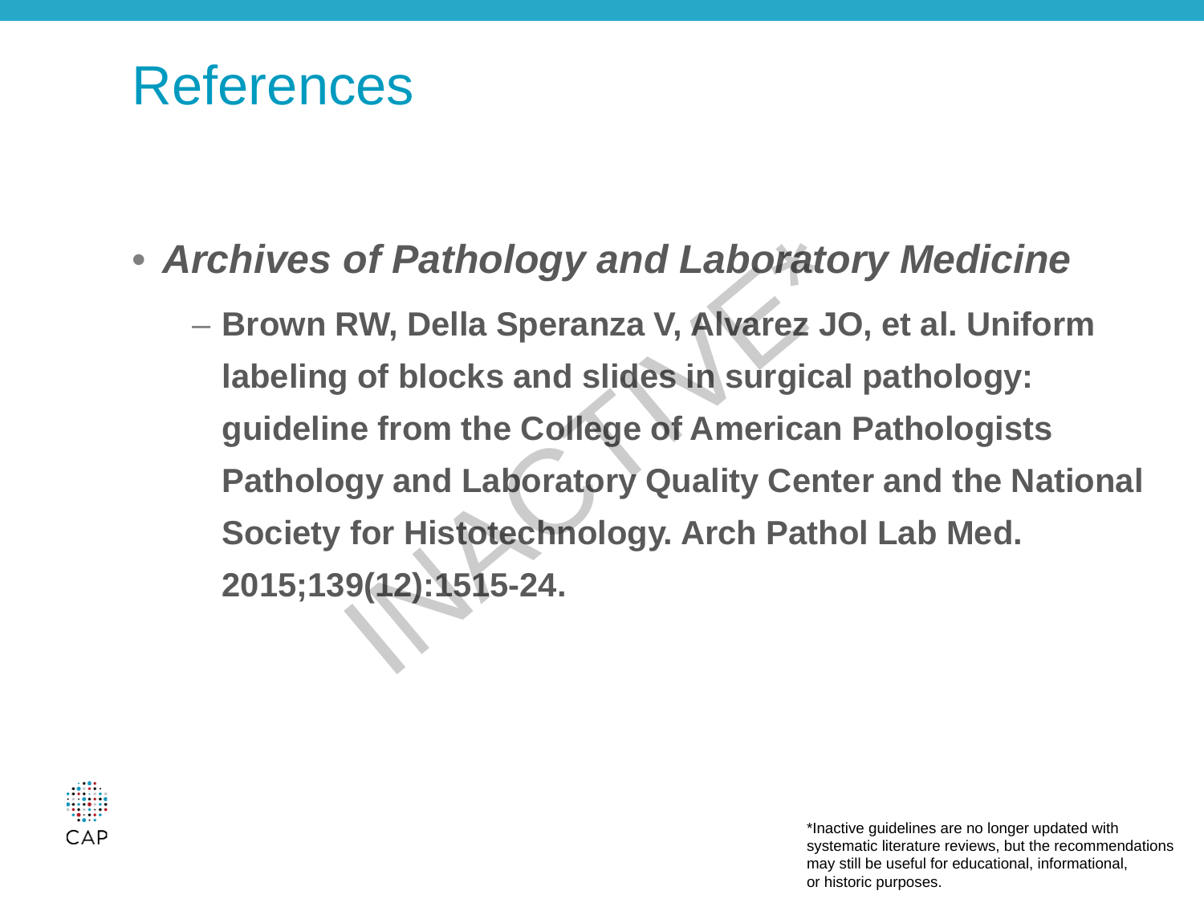# References

- ***Archives of Pathology and Laboratory Medicine***
  - **Brown RW, Della Speranza V, Alvarez JO, et al. Uniform labeling of blocks and slides in surgical pathology: guideline from the College of American Pathologists Pathology and Laboratory Quality Center and the National Society for Histotechnology. Arch Pathol Lab Med. 2015;139(12):1515-24.**

INACTIVE*

*Inactive guidelines are no longer updated with systematic literature reviews, but the recommendations may still be useful for educational, informational, or historic purposes.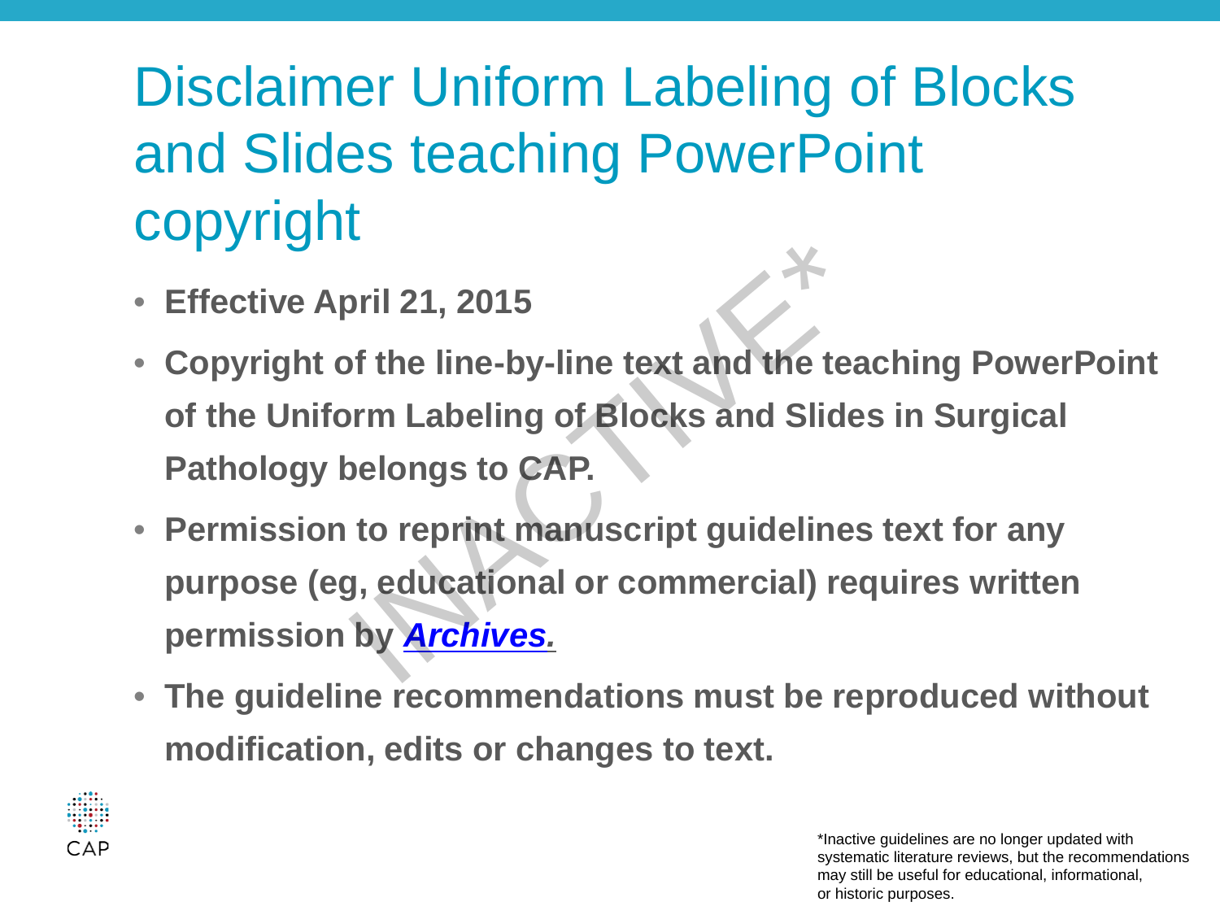# Disclaimer Uniform Labeling of Blocks and Slides teaching PowerPoint copyright

- **Effective April 21, 2015**
- **Copyright of the line-by-line text and the teaching PowerPoint of the Uniform Labeling of Blocks and Slides in Surgical Pathology belongs to CAP.**
- **Permission to reprint manuscript guidelines text for any purpose (eg, educational or commercial) requires written permission by *Archives.***
- **The guideline recommendations must be reproduced without modification, edits or changes to text.**

INACTIVE*

*Inactive guidelines are no longer updated with systematic literature reviews, but the recommendations may still be useful for educational, informational, or historic purposes.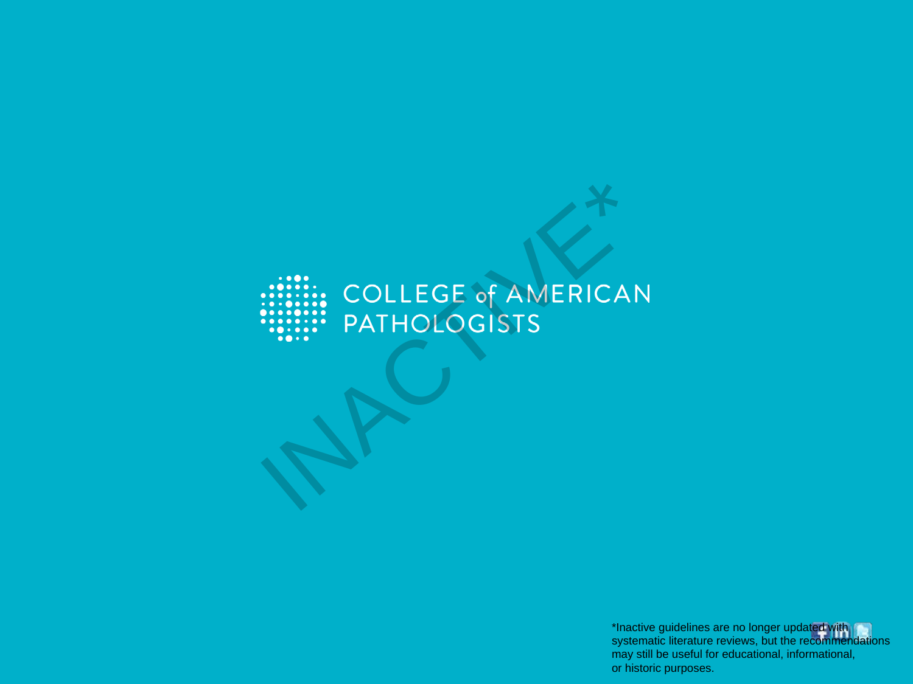COLLEGE of AMERICAN PATHOLOGISTS

INACTIVE*

*Inactive guidelines are no longer updated with systematic literature reviews, but the recommendations may still be useful for educational, informational, or historic purposes.